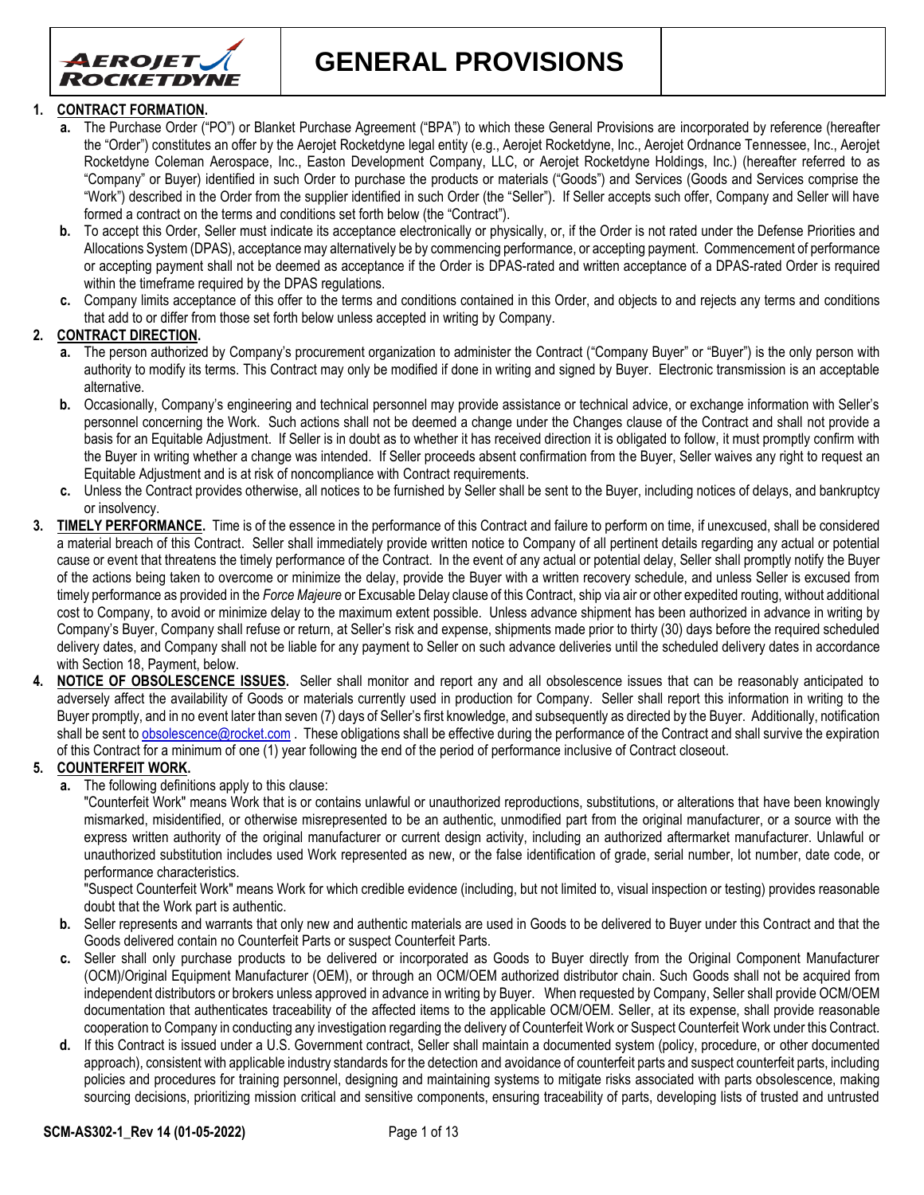# GENERAL PROVISIONS

1. **CONTRACT FORMATION.**
   - **a.** The Purchase Order ("PO") or Blanket Purchase Agreement ("BPA") to which these General Provisions are incorporated by reference (hereafter the "Order") constitutes an offer by the Aerojet Rocketdyne legal entity (e.g., Aerojet Rocketdyne, Inc., Aerojet Ordnance Tennessee, Inc., Aerojet Rocketdyne Coleman Aerospace, Inc., Easton Development Company, LLC, or Aerojet Rocketdyne Holdings, Inc.) (hereafter referred to as "Company" or Buyer) identified in such Order to purchase the products or materials ("Goods") and Services (Goods and Services comprise the "Work") described in the Order from the supplier identified in such Order (the "Seller"). If Seller accepts such offer, Company and Seller will have formed a contract on the terms and conditions set forth below (the "Contract").
   - **b.** To accept this Order, Seller must indicate its acceptance electronically or physically, or, if the Order is not rated under the Defense Priorities and Allocations System (DPAS), acceptance may alternatively be by commencing performance, or accepting payment. Commencement of performance or accepting payment shall not be deemed as acceptance if the Order is DPAS-rated and written acceptance of a DPAS-rated Order is required within the timeframe required by the DPAS regulations.
   - **c.** Company limits acceptance of this offer to the terms and conditions contained in this Order, and objects to and rejects any terms and conditions that add to or differ from those set forth below unless accepted in writing by Company.
2. **CONTRACT DIRECTION.**
   - **a.** The person authorized by Company's procurement organization to administer the Contract ("Company Buyer" or "Buyer") is the only person with authority to modify its terms. This Contract may only be modified if done in writing and signed by Buyer. Electronic transmission is an acceptable alternative.
   - **b.** Occasionally, Company's engineering and technical personnel may provide assistance or technical advice, or exchange information with Seller's personnel concerning the Work. Such actions shall not be deemed a change under the Changes clause of the Contract and shall not provide a basis for an Equitable Adjustment. If Seller is in doubt as to whether it has received direction it is obligated to follow, it must promptly confirm with the Buyer in writing whether a change was intended. If Seller proceeds absent confirmation from the Buyer, Seller waives any right to request an Equitable Adjustment and is at risk of noncompliance with Contract requirements.
   - **c.** Unless the Contract provides otherwise, all notices to be furnished by Seller shall be sent to the Buyer, including notices of delays, and bankruptcy or insolvency.
3. **TIMELY PERFORMANCE.** Time is of the essence in the performance of this Contract and failure to perform on time, if unexcused, shall be considered a material breach of this Contract. Seller shall immediately provide written notice to Company of all pertinent details regarding any actual or potential cause or event that threatens the timely performance of the Contract. In the event of any actual or potential delay, Seller shall promptly notify the Buyer of the actions being taken to overcome or minimize the delay, provide the Buyer with a written recovery schedule, and unless Seller is excused from timely performance as provided in the *Force Majeure* or Excusable Delay clause of this Contract, ship via air or other expedited routing, without additional cost to Company, to avoid or minimize delay to the maximum extent possible. Unless advance shipment has been authorized in advance in writing by Company's Buyer, Company shall refuse or return, at Seller's risk and expense, shipments made prior to thirty (30) days before the required scheduled delivery dates, and Company shall not be liable for any payment to Seller on such advance deliveries until the scheduled delivery dates in accordance with Section 18, Payment, below.
4. **NOTICE OF OBSOLESCENCE ISSUES.** Seller shall monitor and report any and all obsolescence issues that can be reasonably anticipated to adversely affect the availability of Goods or materials currently used in production for Company. Seller shall report this information in writing to the Buyer promptly, and in no event later than seven (7) days of Seller's first knowledge, and subsequently as directed by the Buyer. Additionally, notification shall be sent to obsolescence@rocket.com . These obligations shall be effective during the performance of the Contract and shall survive the expiration of this Contract for a minimum of one (1) year following the end of the period of performance inclusive of Contract closeout.
5. **COUNTERFEIT WORK.**
   - **a.** The following definitions apply to this clause:
     "Counterfeit Work" means Work that is or contains unlawful or unauthorized reproductions, substitutions, or alterations that have been knowingly mismarked, misidentified, or otherwise misrepresented to be an authentic, unmodified part from the original manufacturer, or a source with the express written authority of the original manufacturer or current design activity, including an authorized aftermarket manufacturer. Unlawful or unauthorized substitution includes used Work represented as new, or the false identification of grade, serial number, lot number, date code, or performance characteristics.
     "Suspect Counterfeit Work" means Work for which credible evidence (including, but not limited to, visual inspection or testing) provides reasonable doubt that the Work part is authentic.
   - **b.** Seller represents and warrants that only new and authentic materials are used in Goods to be delivered to Buyer under this Contract and that the Goods delivered contain no Counterfeit Parts or suspect Counterfeit Parts.
   - **c.** Seller shall only purchase products to be delivered or incorporated as Goods to Buyer directly from the Original Component Manufacturer (OCM)/Original Equipment Manufacturer (OEM), or through an OCM/OEM authorized distributor chain. Such Goods shall not be acquired from independent distributors or brokers unless approved in advance in writing by Buyer. When requested by Company, Seller shall provide OCM/OEM documentation that authenticates traceability of the affected items to the applicable OCM/OEM. Seller, at its expense, shall provide reasonable cooperation to Company in conducting any investigation regarding the delivery of Counterfeit Work or Suspect Counterfeit Work under this Contract.
   - **d.** If this Contract is issued under a U.S. Government contract, Seller shall maintain a documented system (policy, procedure, or other documented approach), consistent with applicable industry standards for the detection and avoidance of counterfeit parts and suspect counterfeit parts, including policies and procedures for training personnel, designing and maintaining systems to mitigate risks associated with parts obsolescence, making sourcing decisions, prioritizing mission critical and sensitive components, ensuring traceability of parts, developing lists of trusted and untrusted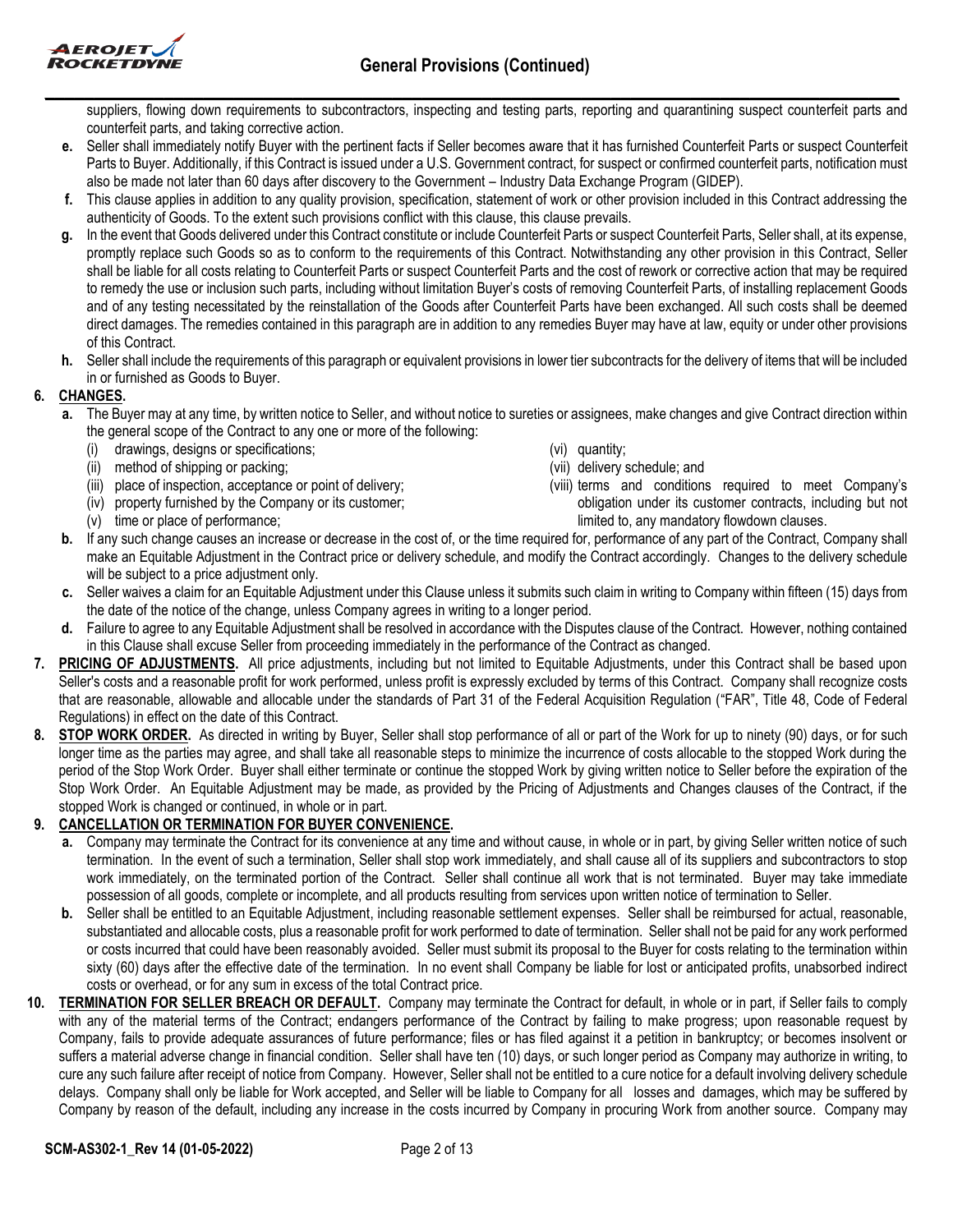suppliers, flowing down requirements to subcontractors, inspecting and testing parts, reporting and quarantining suspect counterfeit parts and counterfeit parts, and taking corrective action.

**e.** Seller shall immediately notify Buyer with the pertinent facts if Seller becomes aware that it has furnished Counterfeit Parts or suspect Counterfeit Parts to Buyer. Additionally, if this Contract is issued under a U.S. Government contract, for suspect or confirmed counterfeit parts, notification must also be made not later than 60 days after discovery to the Government – Industry Data Exchange Program (GIDEP).

**f.** This clause applies in addition to any quality provision, specification, statement of work or other provision included in this Contract addressing the authenticity of Goods. To the extent such provisions conflict with this clause, this clause prevails.

**g.** In the event that Goods delivered under this Contract constitute or include Counterfeit Parts or suspect Counterfeit Parts, Seller shall, at its expense, promptly replace such Goods so as to conform to the requirements of this Contract. Notwithstanding any other provision in this Contract, Seller shall be liable for all costs relating to Counterfeit Parts or suspect Counterfeit Parts and the cost of rework or corrective action that may be required to remedy the use or inclusion such parts, including without limitation Buyer's costs of removing Counterfeit Parts, of installing replacement Goods and of any testing necessitated by the reinstallation of the Goods after Counterfeit Parts have been exchanged. All such costs shall be deemed direct damages. The remedies contained in this paragraph are in addition to any remedies Buyer may have at law, equity or under other provisions of this Contract.

**h.** Seller shall include the requirements of this paragraph or equivalent provisions in lower tier subcontracts for the delivery of items that will be included in or furnished as Goods to Buyer.

**6. CHANGES.**

**a.** The Buyer may at any time, by written notice to Seller, and without notice to sureties or assignees, make changes and give Contract direction within the general scope of the Contract to any one or more of the following:

(i) drawings, designs or specifications;
(ii) method of shipping or packing;
(iii) place of inspection, acceptance or point of delivery;
(iv) property furnished by the Company or its customer;
(v) time or place of performance;
(vi) quantity;
(vii) delivery schedule; and
(viii) terms and conditions required to meet Company's obligation under its customer contracts, including but not limited to, any mandatory flowdown clauses.

**b.** If any such change causes an increase or decrease in the cost of, or the time required for, performance of any part of the Contract, Company shall make an Equitable Adjustment in the Contract price or delivery schedule, and modify the Contract accordingly. Changes to the delivery schedule will be subject to a price adjustment only.

**c.** Seller waives a claim for an Equitable Adjustment under this Clause unless it submits such claim in writing to Company within fifteen (15) days from the date of the notice of the change, unless Company agrees in writing to a longer period.

**d.** Failure to agree to any Equitable Adjustment shall be resolved in accordance with the Disputes clause of the Contract. However, nothing contained in this Clause shall excuse Seller from proceeding immediately in the performance of the Contract as changed.

**7. PRICING OF ADJUSTMENTS.** All price adjustments, including but not limited to Equitable Adjustments, under this Contract shall be based upon Seller's costs and a reasonable profit for work performed, unless profit is expressly excluded by terms of this Contract. Company shall recognize costs that are reasonable, allowable and allocable under the standards of Part 31 of the Federal Acquisition Regulation ("FAR", Title 48, Code of Federal Regulations) in effect on the date of this Contract.

**8. STOP WORK ORDER.** As directed in writing by Buyer, Seller shall stop performance of all or part of the Work for up to ninety (90) days, or for such longer time as the parties may agree, and shall take all reasonable steps to minimize the incurrence of costs allocable to the stopped Work during the period of the Stop Work Order. Buyer shall either terminate or continue the stopped Work by giving written notice to Seller before the expiration of the Stop Work Order. An Equitable Adjustment may be made, as provided by the Pricing of Adjustments and Changes clauses of the Contract, if the stopped Work is changed or continued, in whole or in part.

**9. CANCELLATION OR TERMINATION FOR BUYER CONVENIENCE.**

**a.** Company may terminate the Contract for its convenience at any time and without cause, in whole or in part, by giving Seller written notice of such termination. In the event of such a termination, Seller shall stop work immediately, and shall cause all of its suppliers and subcontractors to stop work immediately, on the terminated portion of the Contract. Seller shall continue all work that is not terminated. Buyer may take immediate possession of all goods, complete or incomplete, and all products resulting from services upon written notice of termination to Seller.

**b.** Seller shall be entitled to an Equitable Adjustment, including reasonable settlement expenses. Seller shall be reimbursed for actual, reasonable, substantiated and allocable costs, plus a reasonable profit for work performed to date of termination. Seller shall not be paid for any work performed or costs incurred that could have been reasonably avoided. Seller must submit its proposal to the Buyer for costs relating to the termination within sixty (60) days after the effective date of the termination. In no event shall Company be liable for lost or anticipated profits, unabsorbed indirect costs or overhead, or for any sum in excess of the total Contract price.

**10. TERMINATION FOR SELLER BREACH OR DEFAULT.** Company may terminate the Contract for default, in whole or in part, if Seller fails to comply with any of the material terms of the Contract; endangers performance of the Contract by failing to make progress; upon reasonable request by Company, fails to provide adequate assurances of future performance; files or has filed against it a petition in bankruptcy; or becomes insolvent or suffers a material adverse change in financial condition. Seller shall have ten (10) days, or such longer period as Company may authorize in writing, to cure any such failure after receipt of notice from Company. However, Seller shall not be entitled to a cure notice for a default involving delivery schedule delays. Company shall only be liable for Work accepted, and Seller will be liable to Company for all losses and damages, which may be suffered by Company by reason of the default, including any increase in the costs incurred by Company in procuring Work from another source. Company may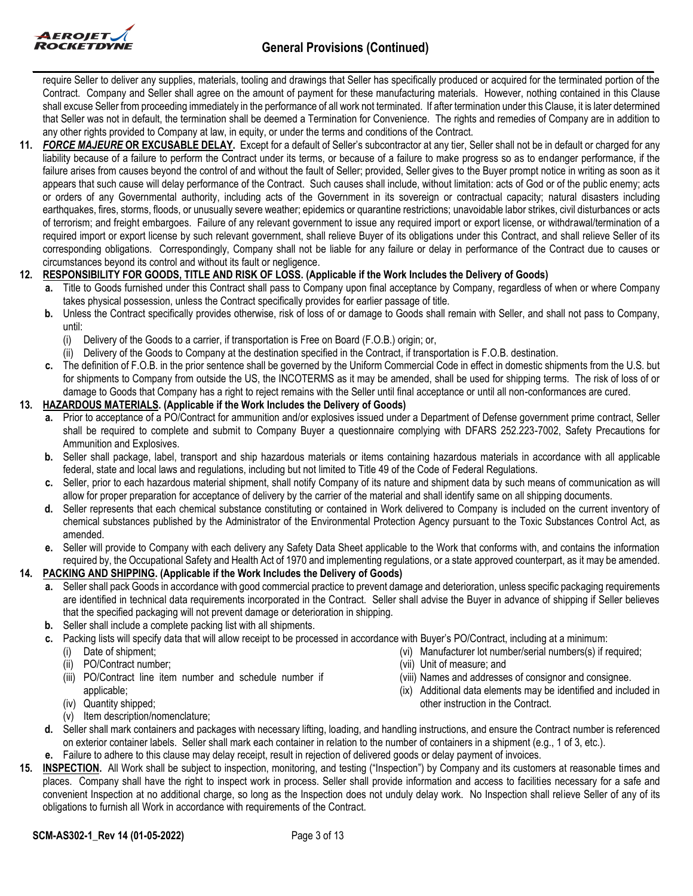require Seller to deliver any supplies, materials, tooling and drawings that Seller has specifically produced or acquired for the terminated portion of the Contract. Company and Seller shall agree on the amount of payment for these manufacturing materials. However, nothing contained in this Clause shall excuse Seller from proceeding immediately in the performance of all work not terminated. If after termination under this Clause, it is later determined that Seller was not in default, the termination shall be deemed a Termination for Convenience. The rights and remedies of Company are in addition to any other rights provided to Company at law, in equity, or under the terms and conditions of the Contract.

**11. *FORCE MAJEURE* OR EXCUSABLE DELAY.** Except for a default of Seller's subcontractor at any tier, Seller shall not be in default or charged for any liability because of a failure to perform the Contract under its terms, or because of a failure to make progress so as to endanger performance, if the failure arises from causes beyond the control of and without the fault of Seller; provided, Seller gives to the Buyer prompt notice in writing as soon as it appears that such cause will delay performance of the Contract. Such causes shall include, without limitation: acts of God or of the public enemy; acts or orders of any Governmental authority, including acts of the Government in its sovereign or contractual capacity; natural disasters including earthquakes, fires, storms, floods, or unusually severe weather; epidemics or quarantine restrictions; unavoidable labor strikes, civil disturbances or acts of terrorism; and freight embargoes. Failure of any relevant government to issue any required import or export license, or withdrawal/termination of a required import or export license by such relevant government, shall relieve Buyer of its obligations under this Contract, and shall relieve Seller of its corresponding obligations. Correspondingly, Company shall not be liable for any failure or delay in performance of the Contract due to causes or circumstances beyond its control and without its fault or negligence.

**12. RESPONSIBILITY FOR GOODS, TITLE AND RISK OF LOSS. (Applicable if the Work Includes the Delivery of Goods)**

- **a.** Title to Goods furnished under this Contract shall pass to Company upon final acceptance by Company, regardless of when or where Company takes physical possession, unless the Contract specifically provides for earlier passage of title.
- **b.** Unless the Contract specifically provides otherwise, risk of loss of or damage to Goods shall remain with Seller, and shall not pass to Company, until:
  - (i) Delivery of the Goods to a carrier, if transportation is Free on Board (F.O.B.) origin; or,
  - (ii) Delivery of the Goods to Company at the destination specified in the Contract, if transportation is F.O.B. destination.
- **c.** The definition of F.O.B. in the prior sentence shall be governed by the Uniform Commercial Code in effect in domestic shipments from the U.S. but for shipments to Company from outside the US, the INCOTERMS as it may be amended, shall be used for shipping terms. The risk of loss of or damage to Goods that Company has a right to reject remains with the Seller until final acceptance or until all non-conformances are cured.

**13. HAZARDOUS MATERIALS. (Applicable if the Work Includes the Delivery of Goods)**

- **a.** Prior to acceptance of a PO/Contract for ammunition and/or explosives issued under a Department of Defense government prime contract, Seller shall be required to complete and submit to Company Buyer a questionnaire complying with DFARS 252.223-7002, Safety Precautions for Ammunition and Explosives.
- **b.** Seller shall package, label, transport and ship hazardous materials or items containing hazardous materials in accordance with all applicable federal, state and local laws and regulations, including but not limited to Title 49 of the Code of Federal Regulations.
- **c.** Seller, prior to each hazardous material shipment, shall notify Company of its nature and shipment data by such means of communication as will allow for proper preparation for acceptance of delivery by the carrier of the material and shall identify same on all shipping documents.
- **d.** Seller represents that each chemical substance constituting or contained in Work delivered to Company is included on the current inventory of chemical substances published by the Administrator of the Environmental Protection Agency pursuant to the Toxic Substances Control Act, as amended.
- **e.** Seller will provide to Company with each delivery any Safety Data Sheet applicable to the Work that conforms with, and contains the information required by, the Occupational Safety and Health Act of 1970 and implementing regulations, or a state approved counterpart, as it may be amended.

**14. PACKING AND SHIPPING. (Applicable if the Work Includes the Delivery of Goods)**

- **a.** Seller shall pack Goods in accordance with good commercial practice to prevent damage and deterioration, unless specific packaging requirements are identified in technical data requirements incorporated in the Contract. Seller shall advise the Buyer in advance of shipping if Seller believes that the specified packaging will not prevent damage or deterioration in shipping.
- **b.** Seller shall include a complete packing list with all shipments.
- **c.** Packing lists will specify data that will allow receipt to be processed in accordance with Buyer's PO/Contract, including at a minimum:
  - (i) Date of shipment;
  - (ii) PO/Contract number;
  - (iii) PO/Contract line item number and schedule number if applicable;
  - (iv) Quantity shipped;
  - (v) Item description/nomenclature;
  - (vi) Manufacturer lot number/serial numbers(s) if required;
  - (vii) Unit of measure; and
  - (viii) Names and addresses of consignor and consignee.
  - (ix) Additional data elements may be identified and included in other instruction in the Contract.
- **d.** Seller shall mark containers and packages with necessary lifting, loading, and handling instructions, and ensure the Contract number is referenced on exterior container labels. Seller shall mark each container in relation to the number of containers in a shipment (e.g., 1 of 3, etc.).
- **e.** Failure to adhere to this clause may delay receipt, result in rejection of delivered goods or delay payment of invoices.

**15. INSPECTION.** All Work shall be subject to inspection, monitoring, and testing ("Inspection") by Company and its customers at reasonable times and places. Company shall have the right to inspect work in process. Seller shall provide information and access to facilities necessary for a safe and convenient Inspection at no additional charge, so long as the Inspection does not unduly delay work. No Inspection shall relieve Seller of any of its obligations to furnish all Work in accordance with requirements of the Contract.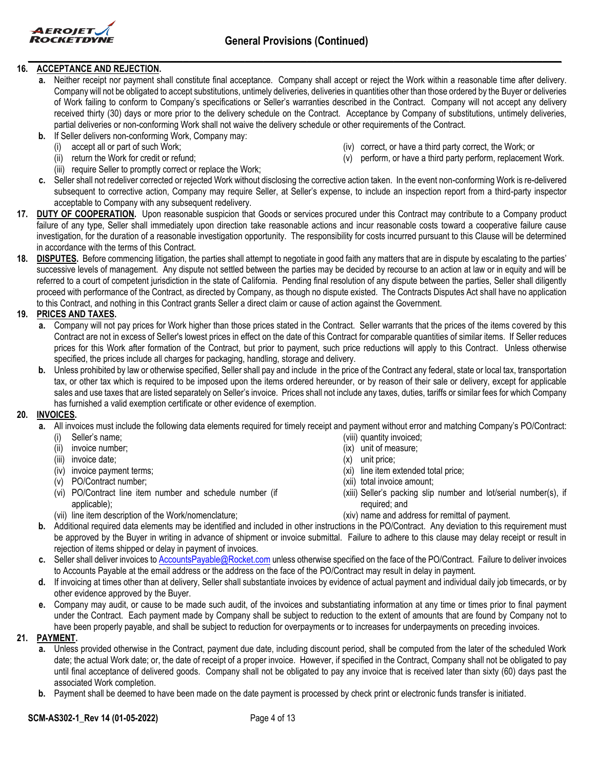**16. ACCEPTANCE AND REJECTION.**

**a.** Neither receipt nor payment shall constitute final acceptance. Company shall accept or reject the Work within a reasonable time after delivery. Company will not be obligated to accept substitutions, untimely deliveries, deliveries in quantities other than those ordered by the Buyer or deliveries of Work failing to conform to Company's specifications or Seller's warranties described in the Contract. Company will not accept any delivery received thirty (30) days or more prior to the delivery schedule on the Contract. Acceptance by Company of substitutions, untimely deliveries, partial deliveries or non-conforming Work shall not waive the delivery schedule or other requirements of the Contract.

**b.** If Seller delivers non-conforming Work, Company may:

(i) accept all or part of such Work;
(ii) return the Work for credit or refund;
(iii) require Seller to promptly correct or replace the Work;
(iv) correct, or have a third party correct, the Work; or
(v) perform, or have a third party perform, replacement Work.

**c.** Seller shall not redeliver corrected or rejected Work without disclosing the corrective action taken. In the event non-conforming Work is re-delivered subsequent to corrective action, Company may require Seller, at Seller's expense, to include an inspection report from a third-party inspector acceptable to Company with any subsequent redelivery.

**17. DUTY OF COOPERATION.** Upon reasonable suspicion that Goods or services procured under this Contract may contribute to a Company product failure of any type, Seller shall immediately upon direction take reasonable actions and incur reasonable costs toward a cooperative failure cause investigation, for the duration of a reasonable investigation opportunity. The responsibility for costs incurred pursuant to this Clause will be determined in accordance with the terms of this Contract.

**18. DISPUTES.** Before commencing litigation, the parties shall attempt to negotiate in good faith any matters that are in dispute by escalating to the parties' successive levels of management. Any dispute not settled between the parties may be decided by recourse to an action at law or in equity and will be referred to a court of competent jurisdiction in the state of California. Pending final resolution of any dispute between the parties, Seller shall diligently proceed with performance of the Contract, as directed by Company, as though no dispute existed. The Contracts Disputes Act shall have no application to this Contract, and nothing in this Contract grants Seller a direct claim or cause of action against the Government.

**19. PRICES AND TAXES.**

**a.** Company will not pay prices for Work higher than those prices stated in the Contract. Seller warrants that the prices of the items covered by this Contract are not in excess of Seller's lowest prices in effect on the date of this Contract for comparable quantities of similar items. If Seller reduces prices for this Work after formation of the Contract, but prior to payment, such price reductions will apply to this Contract. Unless otherwise specified, the prices include all charges for packaging, handling, storage and delivery.

**b.** Unless prohibited by law or otherwise specified, Seller shall pay and include in the price of the Contract any federal, state or local tax, transportation tax, or other tax which is required to be imposed upon the items ordered hereunder, or by reason of their sale or delivery, except for applicable sales and use taxes that are listed separately on Seller's invoice. Prices shall not include any taxes, duties, tariffs or similar fees for which Company has furnished a valid exemption certificate or other evidence of exemption.

**20. INVOICES.**

**a.** All invoices must include the following data elements required for timely receipt and payment without error and matching Company's PO/Contract:

(i) Seller's name;
(ii) invoice number;
(iii) invoice date;
(iv) invoice payment terms;
(v) PO/Contract number;
(vi) PO/Contract line item number and schedule number (if applicable);
(vii) line item description of the Work/nomenclature;
(viii) quantity invoiced;
(ix) unit of measure;
(x) unit price;
(xi) line item extended total price;
(xii) total invoice amount;
(xiii) Seller's packing slip number and lot/serial number(s), if required; and
(xiv) name and address for remittal of payment.

**b.** Additional required data elements may be identified and included in other instructions in the PO/Contract. Any deviation to this requirement must be approved by the Buyer in writing in advance of shipment or invoice submittal. Failure to adhere to this clause may delay receipt or result in rejection of items shipped or delay in payment of invoices.

**c.** Seller shall deliver invoices to AccountsPayable@Rocket.com unless otherwise specified on the face of the PO/Contract. Failure to deliver invoices to Accounts Payable at the email address or the address on the face of the PO/Contract may result in delay in payment.

**d.** If invoicing at times other than at delivery, Seller shall substantiate invoices by evidence of actual payment and individual daily job timecards, or by other evidence approved by the Buyer.

**e.** Company may audit, or cause to be made such audit, of the invoices and substantiating information at any time or times prior to final payment under the Contract. Each payment made by Company shall be subject to reduction to the extent of amounts that are found by Company not to have been properly payable, and shall be subject to reduction for overpayments or to increases for underpayments on preceding invoices.

**21. PAYMENT.**

**a.** Unless provided otherwise in the Contract, payment due date, including discount period, shall be computed from the later of the scheduled Work date; the actual Work date; or, the date of receipt of a proper invoice. However, if specified in the Contract, Company shall not be obligated to pay until final acceptance of delivered goods. Company shall not be obligated to pay any invoice that is received later than sixty (60) days past the associated Work completion.

**b.** Payment shall be deemed to have been made on the date payment is processed by check print or electronic funds transfer is initiated.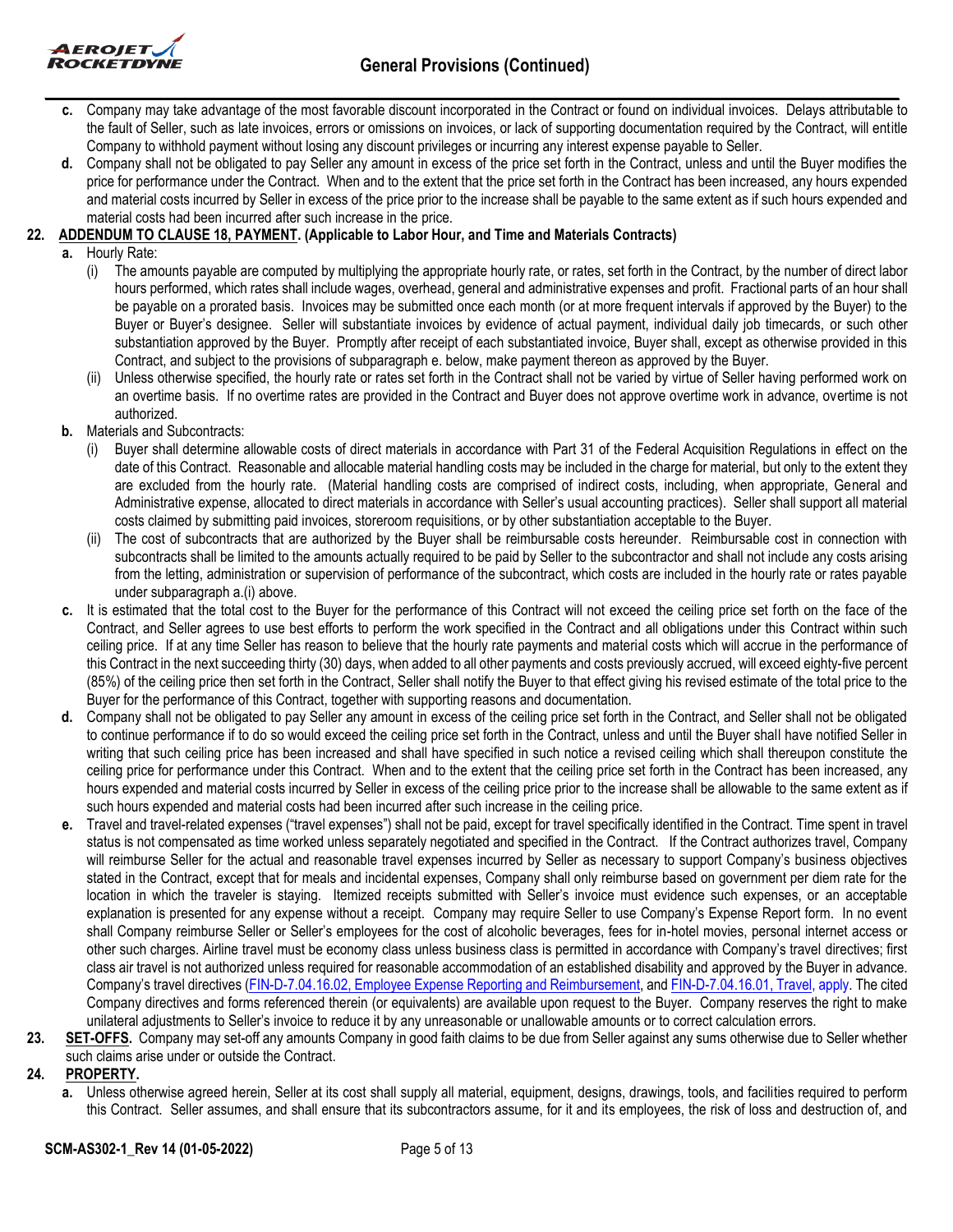**c.** Company may take advantage of the most favorable discount incorporated in the Contract or found on individual invoices. Delays attributable to the fault of Seller, such as late invoices, errors or omissions on invoices, or lack of supporting documentation required by the Contract, will entitle Company to withhold payment without losing any discount privileges or incurring any interest expense payable to Seller.

**d.** Company shall not be obligated to pay Seller any amount in excess of the price set forth in the Contract, unless and until the Buyer modifies the price for performance under the Contract. When and to the extent that the price set forth in the Contract has been increased, any hours expended and material costs incurred by Seller in excess of the price prior to the increase shall be payable to the same extent as if such hours expended and material costs had been incurred after such increase in the price.

**22. ADDENDUM TO CLAUSE 18, PAYMENT. (Applicable to Labor Hour, and Time and Materials Contracts)**

**a.** Hourly Rate:

(i) The amounts payable are computed by multiplying the appropriate hourly rate, or rates, set forth in the Contract, by the number of direct labor hours performed, which rates shall include wages, overhead, general and administrative expenses and profit. Fractional parts of an hour shall be payable on a prorated basis. Invoices may be submitted once each month (or at more frequent intervals if approved by the Buyer) to the Buyer or Buyer's designee. Seller will substantiate invoices by evidence of actual payment, individual daily job timecards, or such other substantiation approved by the Buyer. Promptly after receipt of each substantiated invoice, Buyer shall, except as otherwise provided in this Contract, and subject to the provisions of subparagraph e. below, make payment thereon as approved by the Buyer.

(ii) Unless otherwise specified, the hourly rate or rates set forth in the Contract shall not be varied by virtue of Seller having performed work on an overtime basis. If no overtime rates are provided in the Contract and Buyer does not approve overtime work in advance, overtime is not authorized.

**b.** Materials and Subcontracts:

(i) Buyer shall determine allowable costs of direct materials in accordance with Part 31 of the Federal Acquisition Regulations in effect on the date of this Contract. Reasonable and allocable material handling costs may be included in the charge for material, but only to the extent they are excluded from the hourly rate. (Material handling costs are comprised of indirect costs, including, when appropriate, General and Administrative expense, allocated to direct materials in accordance with Seller's usual accounting practices). Seller shall support all material costs claimed by submitting paid invoices, storeroom requisitions, or by other substantiation acceptable to the Buyer.

(ii) The cost of subcontracts that are authorized by the Buyer shall be reimbursable costs hereunder. Reimbursable cost in connection with subcontracts shall be limited to the amounts actually required to be paid by Seller to the subcontractor and shall not include any costs arising from the letting, administration or supervision of performance of the subcontract, which costs are included in the hourly rate or rates payable under subparagraph a.(i) above.

**c.** It is estimated that the total cost to the Buyer for the performance of this Contract will not exceed the ceiling price set forth on the face of the Contract, and Seller agrees to use best efforts to perform the work specified in the Contract and all obligations under this Contract within such ceiling price. If at any time Seller has reason to believe that the hourly rate payments and material costs which will accrue in the performance of this Contract in the next succeeding thirty (30) days, when added to all other payments and costs previously accrued, will exceed eighty-five percent (85%) of the ceiling price then set forth in the Contract, Seller shall notify the Buyer to that effect giving his revised estimate of the total price to the Buyer for the performance of this Contract, together with supporting reasons and documentation.

**d.** Company shall not be obligated to pay Seller any amount in excess of the ceiling price set forth in the Contract, and Seller shall not be obligated to continue performance if to do so would exceed the ceiling price set forth in the Contract, unless and until the Buyer shall have notified Seller in writing that such ceiling price has been increased and shall have specified in such notice a revised ceiling which shall thereupon constitute the ceiling price for performance under this Contract. When and to the extent that the ceiling price set forth in the Contract has been increased, any hours expended and material costs incurred by Seller in excess of the ceiling price prior to the increase shall be allowable to the same extent as if such hours expended and material costs had been incurred after such increase in the ceiling price.

**e.** Travel and travel-related expenses ("travel expenses") shall not be paid, except for travel specifically identified in the Contract. Time spent in travel status is not compensated as time worked unless separately negotiated and specified in the Contract. If the Contract authorizes travel, Company will reimburse Seller for the actual and reasonable travel expenses incurred by Seller as necessary to support Company's business objectives stated in the Contract, except that for meals and incidental expenses, Company shall only reimburse based on government per diem rate for the location in which the traveler is staying. Itemized receipts submitted with Seller's invoice must evidence such expenses, or an acceptable explanation is presented for any expense without a receipt. Company may require Seller to use Company's Expense Report form. In no event shall Company reimburse Seller or Seller's employees for the cost of alcoholic beverages, fees for in-hotel movies, personal internet access or other such charges. Airline travel must be economy class unless business class is permitted in accordance with Company's travel directives; first class air travel is not authorized unless required for reasonable accommodation of an established disability and approved by the Buyer in advance. Company's travel directives (FIN-D-7.04.16.02, Employee Expense Reporting and Reimbursement, and FIN-D-7.04.16.01, Travel, apply. The cited Company directives and forms referenced therein (or equivalents) are available upon request to the Buyer. Company reserves the right to make unilateral adjustments to Seller's invoice to reduce it by any unreasonable or unallowable amounts or to correct calculation errors.

**23. SET-OFFS.** Company may set-off any amounts Company in good faith claims to be due from Seller against any sums otherwise due to Seller whether such claims arise under or outside the Contract.

**24. PROPERTY.**

**a.** Unless otherwise agreed herein, Seller at its cost shall supply all material, equipment, designs, drawings, tools, and facilities required to perform this Contract. Seller assumes, and shall ensure that its subcontractors assume, for it and its employees, the risk of loss and destruction of, and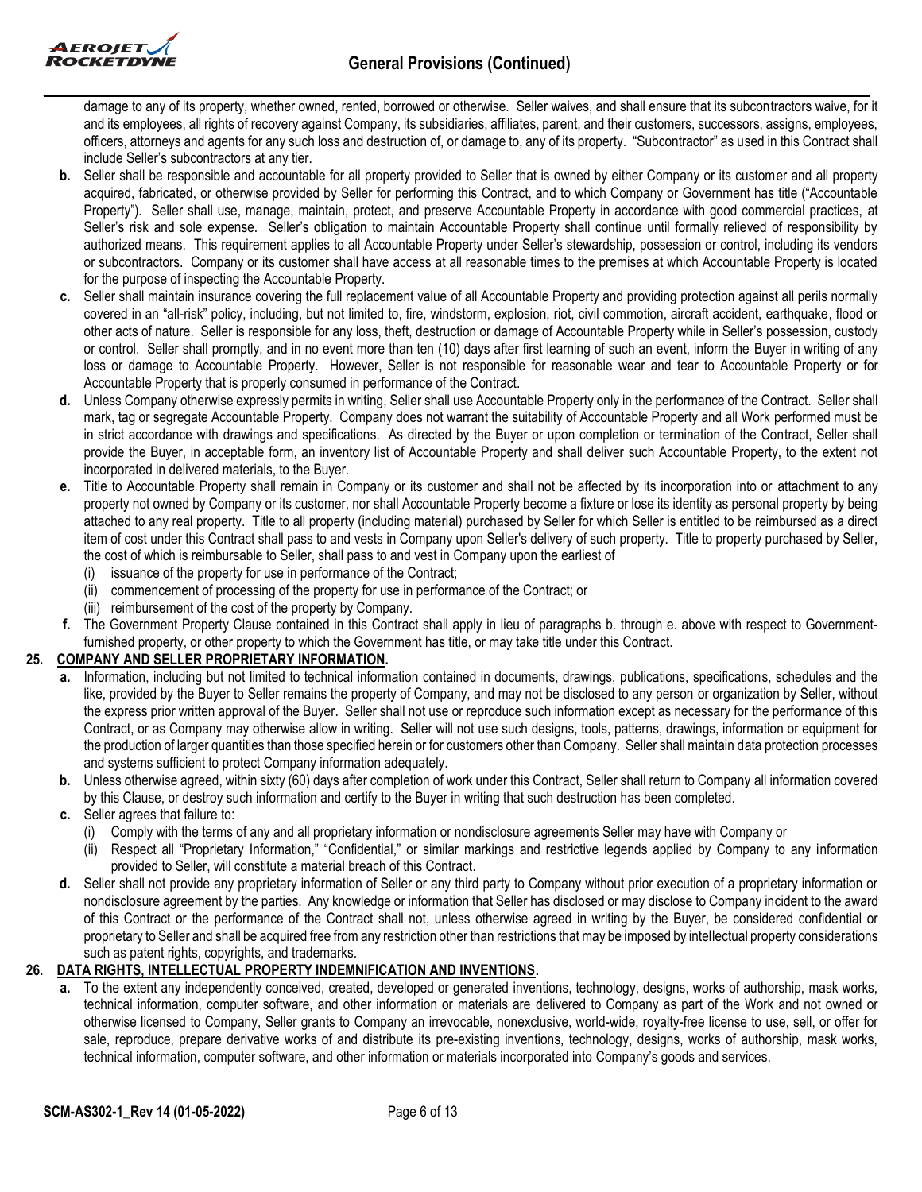damage to any of its property, whether owned, rented, borrowed or otherwise. Seller waives, and shall ensure that its subcontractors waive, for it and its employees, all rights of recovery against Company, its subsidiaries, affiliates, parent, and their customers, successors, assigns, employees, officers, attorneys and agents for any such loss and destruction of, or damage to, any of its property. "Subcontractor" as used in this Contract shall include Seller's subcontractors at any tier.

**b.** Seller shall be responsible and accountable for all property provided to Seller that is owned by either Company or its customer and all property acquired, fabricated, or otherwise provided by Seller for performing this Contract, and to which Company or Government has title ("Accountable Property"). Seller shall use, manage, maintain, protect, and preserve Accountable Property in accordance with good commercial practices, at Seller's risk and sole expense. Seller's obligation to maintain Accountable Property shall continue until formally relieved of responsibility by authorized means. This requirement applies to all Accountable Property under Seller's stewardship, possession or control, including its vendors or subcontractors. Company or its customer shall have access at all reasonable times to the premises at which Accountable Property is located for the purpose of inspecting the Accountable Property.

**c.** Seller shall maintain insurance covering the full replacement value of all Accountable Property and providing protection against all perils normally covered in an "all-risk" policy, including, but not limited to, fire, windstorm, explosion, riot, civil commotion, aircraft accident, earthquake, flood or other acts of nature. Seller is responsible for any loss, theft, destruction or damage of Accountable Property while in Seller's possession, custody or control. Seller shall promptly, and in no event more than ten (10) days after first learning of such an event, inform the Buyer in writing of any loss or damage to Accountable Property. However, Seller is not responsible for reasonable wear and tear to Accountable Property or for Accountable Property that is properly consumed in performance of the Contract.

**d.** Unless Company otherwise expressly permits in writing, Seller shall use Accountable Property only in the performance of the Contract. Seller shall mark, tag or segregate Accountable Property. Company does not warrant the suitability of Accountable Property and all Work performed must be in strict accordance with drawings and specifications. As directed by the Buyer or upon completion or termination of the Contract, Seller shall provide the Buyer, in acceptable form, an inventory list of Accountable Property and shall deliver such Accountable Property, to the extent not incorporated in delivered materials, to the Buyer.

**e.** Title to Accountable Property shall remain in Company or its customer and shall not be affected by its incorporation into or attachment to any property not owned by Company or its customer, nor shall Accountable Property become a fixture or lose its identity as personal property by being attached to any real property. Title to all property (including material) purchased by Seller for which Seller is entitled to be reimbursed as a direct item of cost under this Contract shall pass to and vests in Company upon Seller's delivery of such property. Title to property purchased by Seller, the cost of which is reimbursable to Seller, shall pass to and vest in Company upon the earliest of

(i) issuance of the property for use in performance of the Contract;
(ii) commencement of processing of the property for use in performance of the Contract; or
(iii) reimbursement of the cost of the property by Company.

**f.** The Government Property Clause contained in this Contract shall apply in lieu of paragraphs b. through e. above with respect to Government-furnished property, or other property to which the Government has title, or may take title under this Contract.

## 25. COMPANY AND SELLER PROPRIETARY INFORMATION.

**a.** Information, including but not limited to technical information contained in documents, drawings, publications, specifications, schedules and the like, provided by the Buyer to Seller remains the property of Company, and may not be disclosed to any person or organization by Seller, without the express prior written approval of the Buyer. Seller shall not use or reproduce such information except as necessary for the performance of this Contract, or as Company may otherwise allow in writing. Seller will not use such designs, tools, patterns, drawings, information or equipment for the production of larger quantities than those specified herein or for customers other than Company. Seller shall maintain data protection processes and systems sufficient to protect Company information adequately.

**b.** Unless otherwise agreed, within sixty (60) days after completion of work under this Contract, Seller shall return to Company all information covered by this Clause, or destroy such information and certify to the Buyer in writing that such destruction has been completed.

**c.** Seller agrees that failure to:

(i) Comply with the terms of any and all proprietary information or nondisclosure agreements Seller may have with Company or
(ii) Respect all "Proprietary Information," "Confidential," or similar markings and restrictive legends applied by Company to any information provided to Seller, will constitute a material breach of this Contract.

**d.** Seller shall not provide any proprietary information of Seller or any third party to Company without prior execution of a proprietary information or nondisclosure agreement by the parties. Any knowledge or information that Seller has disclosed or may disclose to Company incident to the award of this Contract or the performance of the Contract shall not, unless otherwise agreed in writing by the Buyer, be considered confidential or proprietary to Seller and shall be acquired free from any restriction other than restrictions that may be imposed by intellectual property considerations such as patent rights, copyrights, and trademarks.

## 26. DATA RIGHTS, INTELLECTUAL PROPERTY INDEMNIFICATION AND INVENTIONS.

**a.** To the extent any independently conceived, created, developed or generated inventions, technology, designs, works of authorship, mask works, technical information, computer software, and other information or materials are delivered to Company as part of the Work and not owned or otherwise licensed to Company, Seller grants to Company an irrevocable, nonexclusive, world-wide, royalty-free license to use, sell, or offer for sale, reproduce, prepare derivative works of and distribute its pre-existing inventions, technology, designs, works of authorship, mask works, technical information, computer software, and other information or materials incorporated into Company's goods and services.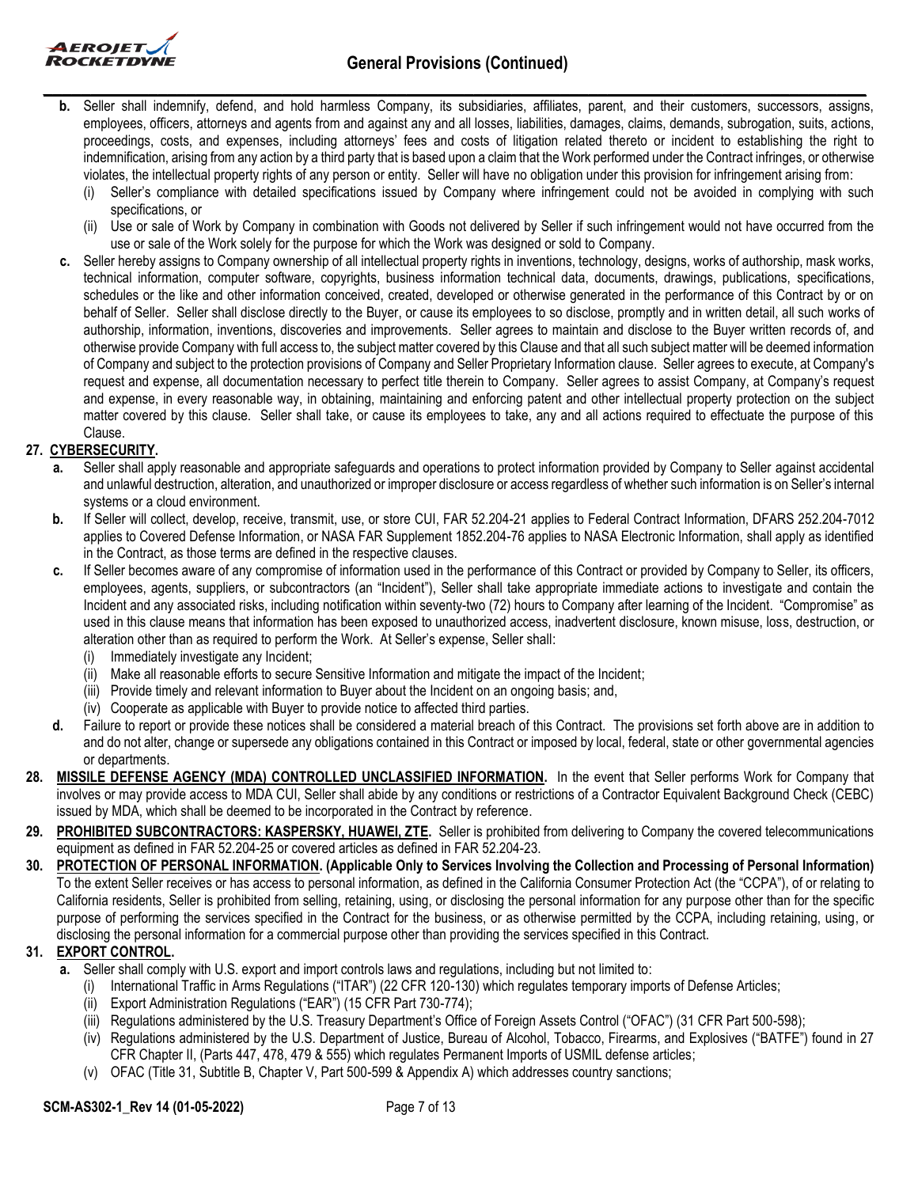- **b.** Seller shall indemnify, defend, and hold harmless Company, its subsidiaries, affiliates, parent, and their customers, successors, assigns, employees, officers, attorneys and agents from and against any and all losses, liabilities, damages, claims, demands, subrogation, suits, actions, proceedings, costs, and expenses, including attorneys' fees and costs of litigation related thereto or incident to establishing the right to indemnification, arising from any action by a third party that is based upon a claim that the Work performed under the Contract infringes, or otherwise violates, the intellectual property rights of any person or entity. Seller will have no obligation under this provision for infringement arising from:
  - (i) Seller's compliance with detailed specifications issued by Company where infringement could not be avoided in complying with such specifications, or
  - (ii) Use or sale of Work by Company in combination with Goods not delivered by Seller if such infringement would not have occurred from the use or sale of the Work solely for the purpose for which the Work was designed or sold to Company.
- **c.** Seller hereby assigns to Company ownership of all intellectual property rights in inventions, technology, designs, works of authorship, mask works, technical information, computer software, copyrights, business information technical data, documents, drawings, publications, specifications, schedules or the like and other information conceived, created, developed or otherwise generated in the performance of this Contract by or on behalf of Seller. Seller shall disclose directly to the Buyer, or cause its employees to so disclose, promptly and in written detail, all such works of authorship, information, inventions, discoveries and improvements. Seller agrees to maintain and disclose to the Buyer written records of, and otherwise provide Company with full access to, the subject matter covered by this Clause and that all such subject matter will be deemed information of Company and subject to the protection provisions of Company and Seller Proprietary Information clause. Seller agrees to execute, at Company's request and expense, all documentation necessary to perfect title therein to Company. Seller agrees to assist Company, at Company's request and expense, in every reasonable way, in obtaining, maintaining and enforcing patent and other intellectual property protection on the subject matter covered by this clause. Seller shall take, or cause its employees to take, any and all actions required to effectuate the purpose of this Clause.

**27. CYBERSECURITY.**

- **a.** Seller shall apply reasonable and appropriate safeguards and operations to protect information provided by Company to Seller against accidental and unlawful destruction, alteration, and unauthorized or improper disclosure or access regardless of whether such information is on Seller's internal systems or a cloud environment.
- **b.** If Seller will collect, develop, receive, transmit, use, or store CUI, FAR 52.204-21 applies to Federal Contract Information, DFARS 252.204-7012 applies to Covered Defense Information, or NASA FAR Supplement 1852.204-76 applies to NASA Electronic Information, shall apply as identified in the Contract, as those terms are defined in the respective clauses.
- **c.** If Seller becomes aware of any compromise of information used in the performance of this Contract or provided by Company to Seller, its officers, employees, agents, suppliers, or subcontractors (an "Incident"), Seller shall take appropriate immediate actions to investigate and contain the Incident and any associated risks, including notification within seventy-two (72) hours to Company after learning of the Incident. "Compromise" as used in this clause means that information has been exposed to unauthorized access, inadvertent disclosure, known misuse, loss, destruction, or alteration other than as required to perform the Work. At Seller's expense, Seller shall:
  - (i) Immediately investigate any Incident;
  - (ii) Make all reasonable efforts to secure Sensitive Information and mitigate the impact of the Incident;
  - (iii) Provide timely and relevant information to Buyer about the Incident on an ongoing basis; and,
  - (iv) Cooperate as applicable with Buyer to provide notice to affected third parties.
- **d.** Failure to report or provide these notices shall be considered a material breach of this Contract. The provisions set forth above are in addition to and do not alter, change or supersede any obligations contained in this Contract or imposed by local, federal, state or other governmental agencies or departments.

**28. MISSILE DEFENSE AGENCY (MDA) CONTROLLED UNCLASSIFIED INFORMATION.** In the event that Seller performs Work for Company that involves or may provide access to MDA CUI, Seller shall abide by any conditions or restrictions of a Contractor Equivalent Background Check (CEBC) issued by MDA, which shall be deemed to be incorporated in the Contract by reference.

**29. PROHIBITED SUBCONTRACTORS: KASPERSKY, HUAWEI, ZTE.** Seller is prohibited from delivering to Company the covered telecommunications equipment as defined in FAR 52.204-25 or covered articles as defined in FAR 52.204-23.

**30. PROTECTION OF PERSONAL INFORMATION. (Applicable Only to Services Involving the Collection and Processing of Personal Information)** To the extent Seller receives or has access to personal information, as defined in the California Consumer Protection Act (the "CCPA"), of or relating to California residents, Seller is prohibited from selling, retaining, using, or disclosing the personal information for any purpose other than for the specific purpose of performing the services specified in the Contract for the business, or as otherwise permitted by the CCPA, including retaining, using, or disclosing the personal information for a commercial purpose other than providing the services specified in this Contract.

**31. EXPORT CONTROL.**

- **a.** Seller shall comply with U.S. export and import controls laws and regulations, including but not limited to:
  - (i) International Traffic in Arms Regulations ("ITAR") (22 CFR 120-130) which regulates temporary imports of Defense Articles;
  - (ii) Export Administration Regulations ("EAR") (15 CFR Part 730-774);
  - (iii) Regulations administered by the U.S. Treasury Department's Office of Foreign Assets Control ("OFAC") (31 CFR Part 500-598);
  - (iv) Regulations administered by the U.S. Department of Justice, Bureau of Alcohol, Tobacco, Firearms, and Explosives ("BATFE") found in 27 CFR Chapter II, (Parts 447, 478, 479 & 555) which regulates Permanent Imports of USMIL defense articles;
  - (v) OFAC (Title 31, Subtitle B, Chapter V, Part 500-599 & Appendix A) which addresses country sanctions;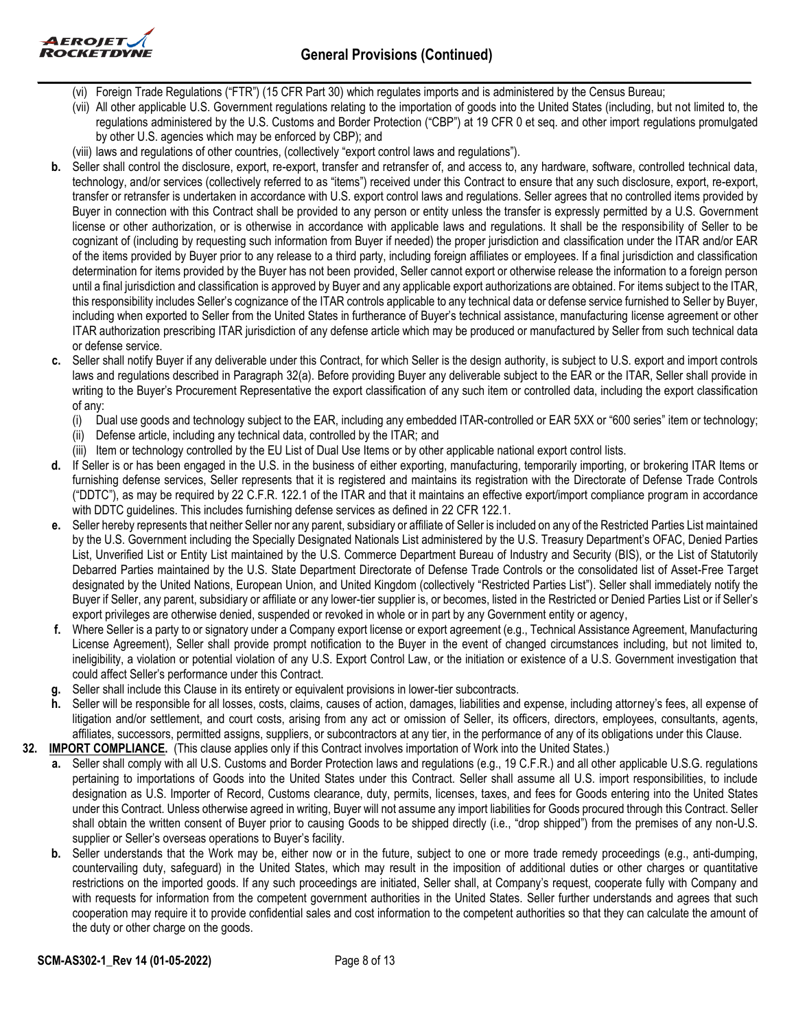(vi) Foreign Trade Regulations ("FTR") (15 CFR Part 30) which regulates imports and is administered by the Census Bureau;

(vii) All other applicable U.S. Government regulations relating to the importation of goods into the United States (including, but not limited to, the regulations administered by the U.S. Customs and Border Protection ("CBP") at 19 CFR 0 et seq. and other import regulations promulgated by other U.S. agencies which may be enforced by CBP); and

(viii) laws and regulations of other countries, (collectively "export control laws and regulations").

**b.** Seller shall control the disclosure, export, re-export, transfer and retransfer of, and access to, any hardware, software, controlled technical data, technology, and/or services (collectively referred to as "items") received under this Contract to ensure that any such disclosure, export, re-export, transfer or retransfer is undertaken in accordance with U.S. export control laws and regulations. Seller agrees that no controlled items provided by Buyer in connection with this Contract shall be provided to any person or entity unless the transfer is expressly permitted by a U.S. Government license or other authorization, or is otherwise in accordance with applicable laws and regulations. It shall be the responsibility of Seller to be cognizant of (including by requesting such information from Buyer if needed) the proper jurisdiction and classification under the ITAR and/or EAR of the items provided by Buyer prior to any release to a third party, including foreign affiliates or employees. If a final jurisdiction and classification determination for items provided by the Buyer has not been provided, Seller cannot export or otherwise release the information to a foreign person until a final jurisdiction and classification is approved by Buyer and any applicable export authorizations are obtained. For items subject to the ITAR, this responsibility includes Seller's cognizance of the ITAR controls applicable to any technical data or defense service furnished to Seller by Buyer, including when exported to Seller from the United States in furtherance of Buyer's technical assistance, manufacturing license agreement or other ITAR authorization prescribing ITAR jurisdiction of any defense article which may be produced or manufactured by Seller from such technical data or defense service.

**c.** Seller shall notify Buyer if any deliverable under this Contract, for which Seller is the design authority, is subject to U.S. export and import controls laws and regulations described in Paragraph 32(a). Before providing Buyer any deliverable subject to the EAR or the ITAR, Seller shall provide in writing to the Buyer's Procurement Representative the export classification of any such item or controlled data, including the export classification of any:

(i) Dual use goods and technology subject to the EAR, including any embedded ITAR-controlled or EAR 5XX or "600 series" item or technology;

(ii) Defense article, including any technical data, controlled by the ITAR; and

(iii) Item or technology controlled by the EU List of Dual Use Items or by other applicable national export control lists.

**d.** If Seller is or has been engaged in the U.S. in the business of either exporting, manufacturing, temporarily importing, or brokering ITAR Items or furnishing defense services, Seller represents that it is registered and maintains its registration with the Directorate of Defense Trade Controls ("DDTC"), as may be required by 22 C.F.R. 122.1 of the ITAR and that it maintains an effective export/import compliance program in accordance with DDTC guidelines. This includes furnishing defense services as defined in 22 CFR 122.1.

**e.** Seller hereby represents that neither Seller nor any parent, subsidiary or affiliate of Seller is included on any of the Restricted Parties List maintained by the U.S. Government including the Specially Designated Nationals List administered by the U.S. Treasury Department's OFAC, Denied Parties List, Unverified List or Entity List maintained by the U.S. Commerce Department Bureau of Industry and Security (BIS), or the List of Statutorily Debarred Parties maintained by the U.S. State Department Directorate of Defense Trade Controls or the consolidated list of Asset-Free Target designated by the United Nations, European Union, and United Kingdom (collectively "Restricted Parties List"). Seller shall immediately notify the Buyer if Seller, any parent, subsidiary or affiliate or any lower-tier supplier is, or becomes, listed in the Restricted or Denied Parties List or if Seller's export privileges are otherwise denied, suspended or revoked in whole or in part by any Government entity or agency,

**f.** Where Seller is a party to or signatory under a Company export license or export agreement (e.g., Technical Assistance Agreement, Manufacturing License Agreement), Seller shall provide prompt notification to the Buyer in the event of changed circumstances including, but not limited to, ineligibility, a violation or potential violation of any U.S. Export Control Law, or the initiation or existence of a U.S. Government investigation that could affect Seller's performance under this Contract.

**g.** Seller shall include this Clause in its entirety or equivalent provisions in lower-tier subcontracts.

**h.** Seller will be responsible for all losses, costs, claims, causes of action, damages, liabilities and expense, including attorney's fees, all expense of litigation and/or settlement, and court costs, arising from any act or omission of Seller, its officers, directors, employees, consultants, agents, affiliates, successors, permitted assigns, suppliers, or subcontractors at any tier, in the performance of any of its obligations under this Clause.

**32. IMPORT COMPLIANCE.** (This clause applies only if this Contract involves importation of Work into the United States.)

**a.** Seller shall comply with all U.S. Customs and Border Protection laws and regulations (e.g., 19 C.F.R.) and all other applicable U.S.G. regulations pertaining to importations of Goods into the United States under this Contract. Seller shall assume all U.S. import responsibilities, to include designation as U.S. Importer of Record, Customs clearance, duty, permits, licenses, taxes, and fees for Goods entering into the United States under this Contract. Unless otherwise agreed in writing, Buyer will not assume any import liabilities for Goods procured through this Contract. Seller shall obtain the written consent of Buyer prior to causing Goods to be shipped directly (i.e., "drop shipped") from the premises of any non-U.S. supplier or Seller's overseas operations to Buyer's facility.

**b.** Seller understands that the Work may be, either now or in the future, subject to one or more trade remedy proceedings (e.g., anti-dumping, countervailing duty, safeguard) in the United States, which may result in the imposition of additional duties or other charges or quantitative restrictions on the imported goods. If any such proceedings are initiated, Seller shall, at Company's request, cooperate fully with Company and with requests for information from the competent government authorities in the United States. Seller further understands and agrees that such cooperation may require it to provide confidential sales and cost information to the competent authorities so that they can calculate the amount of the duty or other charge on the goods.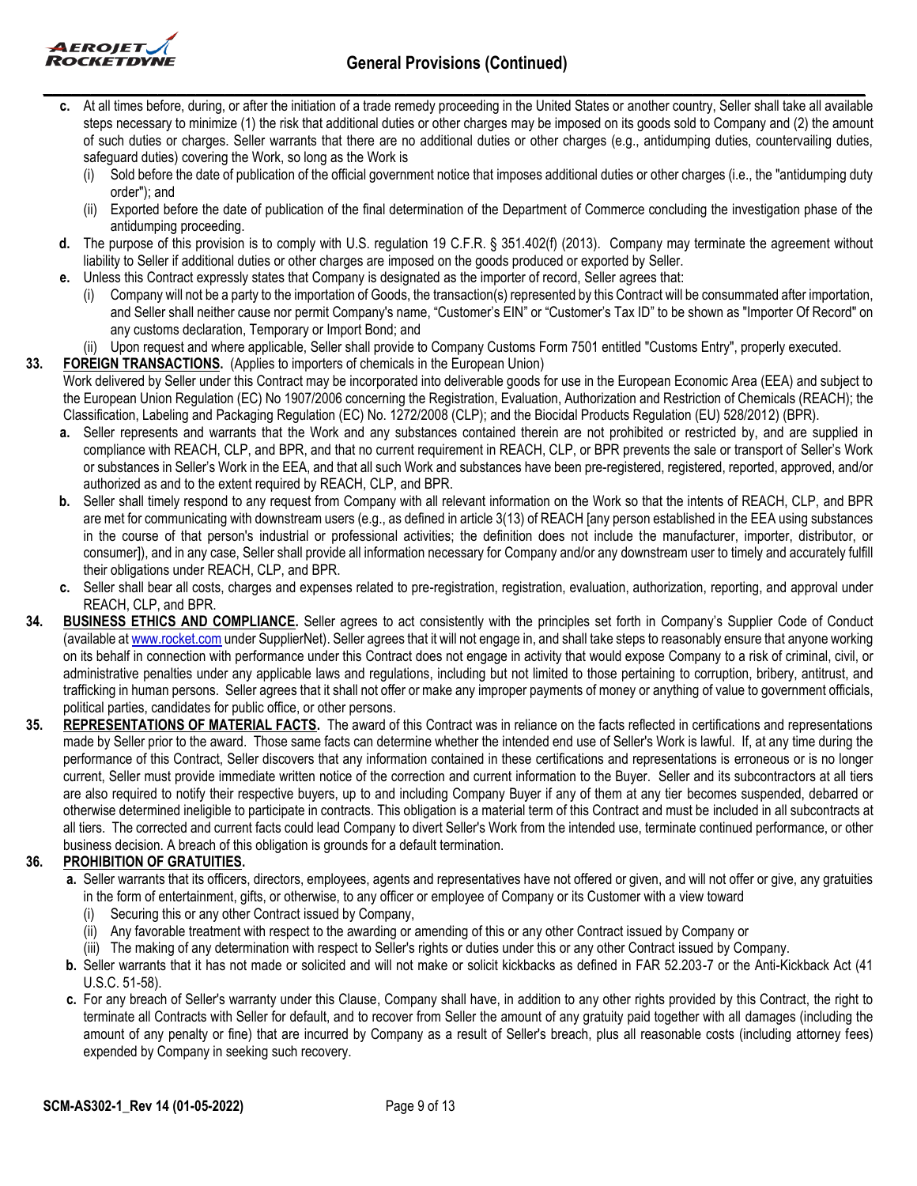**c.** At all times before, during, or after the initiation of a trade remedy proceeding in the United States or another country, Seller shall take all available steps necessary to minimize (1) the risk that additional duties or other charges may be imposed on its goods sold to Company and (2) the amount of such duties or charges. Seller warrants that there are no additional duties or other charges (e.g., antidumping duties, countervailing duties, safeguard duties) covering the Work, so long as the Work is

(i) Sold before the date of publication of the official government notice that imposes additional duties or other charges (i.e., the "antidumping duty order"); and

(ii) Exported before the date of publication of the final determination of the Department of Commerce concluding the investigation phase of the antidumping proceeding.

**d.** The purpose of this provision is to comply with U.S. regulation 19 C.F.R. § 351.402(f) (2013). Company may terminate the agreement without liability to Seller if additional duties or other charges are imposed on the goods produced or exported by Seller.

**e.** Unless this Contract expressly states that Company is designated as the importer of record, Seller agrees that:

(i) Company will not be a party to the importation of Goods, the transaction(s) represented by this Contract will be consummated after importation, and Seller shall neither cause nor permit Company's name, "Customer's EIN" or "Customer's Tax ID" to be shown as "Importer Of Record" on any customs declaration, Temporary or Import Bond; and

(ii) Upon request and where applicable, Seller shall provide to Company Customs Form 7501 entitled "Customs Entry", properly executed.

**33. FOREIGN TRANSACTIONS.** (Applies to importers of chemicals in the European Union)

Work delivered by Seller under this Contract may be incorporated into deliverable goods for use in the European Economic Area (EEA) and subject to the European Union Regulation (EC) No 1907/2006 concerning the Registration, Evaluation, Authorization and Restriction of Chemicals (REACH); the Classification, Labeling and Packaging Regulation (EC) No. 1272/2008 (CLP); and the Biocidal Products Regulation (EU) 528/2012) (BPR).

**a.** Seller represents and warrants that the Work and any substances contained therein are not prohibited or restricted by, and are supplied in compliance with REACH, CLP, and BPR, and that no current requirement in REACH, CLP, or BPR prevents the sale or transport of Seller's Work or substances in Seller's Work in the EEA, and that all such Work and substances have been pre-registered, registered, reported, approved, and/or authorized as and to the extent required by REACH, CLP, and BPR.

**b.** Seller shall timely respond to any request from Company with all relevant information on the Work so that the intents of REACH, CLP, and BPR are met for communicating with downstream users (e.g., as defined in article 3(13) of REACH [any person established in the EEA using substances in the course of that person's industrial or professional activities; the definition does not include the manufacturer, importer, distributor, or consumer]), and in any case, Seller shall provide all information necessary for Company and/or any downstream user to timely and accurately fulfill their obligations under REACH, CLP, and BPR.

**c.** Seller shall bear all costs, charges and expenses related to pre-registration, registration, evaluation, authorization, reporting, and approval under REACH, CLP, and BPR.

**34. BUSINESS ETHICS AND COMPLIANCE.** Seller agrees to act consistently with the principles set forth in Company's Supplier Code of Conduct (available at www.rocket.com under SupplierNet). Seller agrees that it will not engage in, and shall take steps to reasonably ensure that anyone working on its behalf in connection with performance under this Contract does not engage in activity that would expose Company to a risk of criminal, civil, or administrative penalties under any applicable laws and regulations, including but not limited to those pertaining to corruption, bribery, antitrust, and trafficking in human persons. Seller agrees that it shall not offer or make any improper payments of money or anything of value to government officials, political parties, candidates for public office, or other persons.

**35. REPRESENTATIONS OF MATERIAL FACTS.** The award of this Contract was in reliance on the facts reflected in certifications and representations made by Seller prior to the award. Those same facts can determine whether the intended end use of Seller's Work is lawful. If, at any time during the performance of this Contract, Seller discovers that any information contained in these certifications and representations is erroneous or is no longer current, Seller must provide immediate written notice of the correction and current information to the Buyer. Seller and its subcontractors at all tiers are also required to notify their respective buyers, up to and including Company Buyer if any of them at any tier becomes suspended, debarred or otherwise determined ineligible to participate in contracts. This obligation is a material term of this Contract and must be included in all subcontracts at all tiers. The corrected and current facts could lead Company to divert Seller's Work from the intended use, terminate continued performance, or other business decision. A breach of this obligation is grounds for a default termination.

**36. PROHIBITION OF GRATUITIES.**

**a.** Seller warrants that its officers, directors, employees, agents and representatives have not offered or given, and will not offer or give, any gratuities in the form of entertainment, gifts, or otherwise, to any officer or employee of Company or its Customer with a view toward

(i) Securing this or any other Contract issued by Company,

(ii) Any favorable treatment with respect to the awarding or amending of this or any other Contract issued by Company or

(iii) The making of any determination with respect to Seller's rights or duties under this or any other Contract issued by Company.

**b.** Seller warrants that it has not made or solicited and will not make or solicit kickbacks as defined in FAR 52.203-7 or the Anti-Kickback Act (41 U.S.C. 51-58).

**c.** For any breach of Seller's warranty under this Clause, Company shall have, in addition to any other rights provided by this Contract, the right to terminate all Contracts with Seller for default, and to recover from Seller the amount of any gratuity paid together with all damages (including the amount of any penalty or fine) that are incurred by Company as a result of Seller's breach, plus all reasonable costs (including attorney fees) expended by Company in seeking such recovery.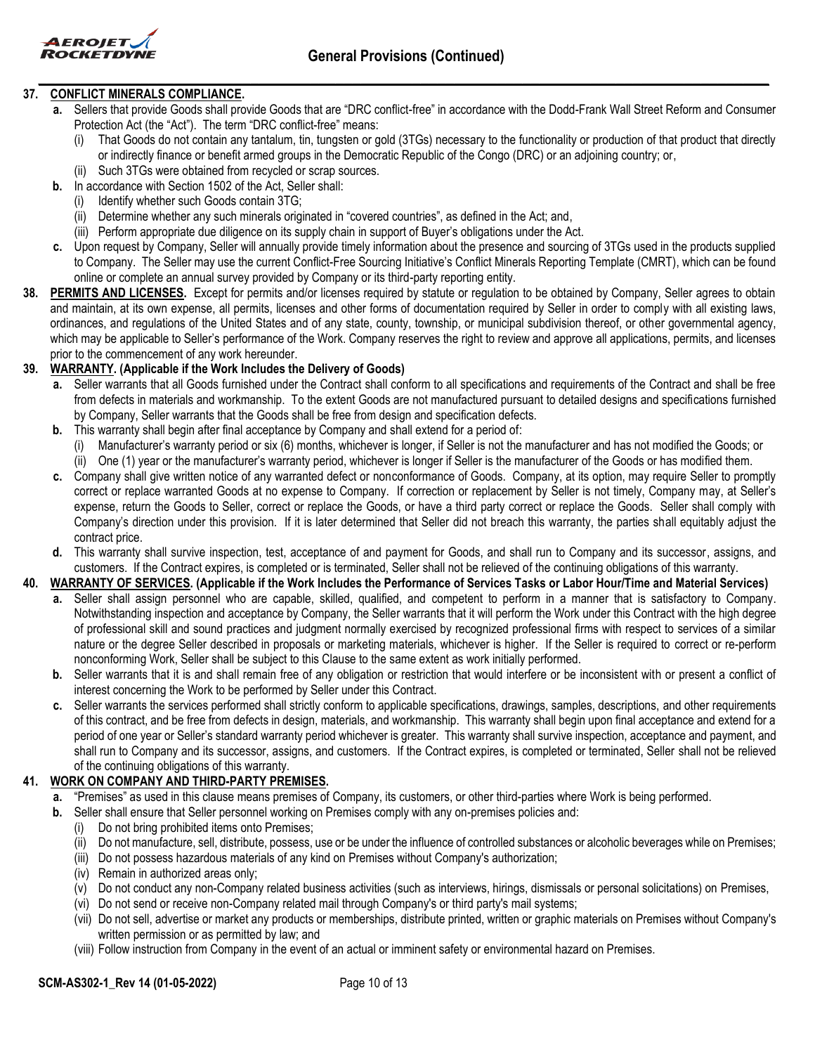**37. CONFLICT MINERALS COMPLIANCE.**

a. Sellers that provide Goods shall provide Goods that are "DRC conflict-free" in accordance with the Dodd-Frank Wall Street Reform and Consumer Protection Act (the "Act"). The term "DRC conflict-free" means:
   (i) That Goods do not contain any tantalum, tin, tungsten or gold (3TGs) necessary to the functionality or production of that product that directly or indirectly finance or benefit armed groups in the Democratic Republic of the Congo (DRC) or an adjoining country; or,
   (ii) Such 3TGs were obtained from recycled or scrap sources.

b. In accordance with Section 1502 of the Act, Seller shall:
   (i) Identify whether such Goods contain 3TG;
   (ii) Determine whether any such minerals originated in "covered countries", as defined in the Act; and,
   (iii) Perform appropriate due diligence on its supply chain in support of Buyer's obligations under the Act.

c. Upon request by Company, Seller will annually provide timely information about the presence and sourcing of 3TGs used in the products supplied to Company. The Seller may use the current Conflict-Free Sourcing Initiative's Conflict Minerals Reporting Template (CMRT), which can be found online or complete an annual survey provided by Company or its third-party reporting entity.

**38. PERMITS AND LICENSES.** Except for permits and/or licenses required by statute or regulation to be obtained by Company, Seller agrees to obtain and maintain, at its own expense, all permits, licenses and other forms of documentation required by Seller in order to comply with all existing laws, ordinances, and regulations of the United States and of any state, county, township, or municipal subdivision thereof, or other governmental agency, which may be applicable to Seller's performance of the Work. Company reserves the right to review and approve all applications, permits, and licenses prior to the commencement of any work hereunder.

**39. WARRANTY. (Applicable if the Work Includes the Delivery of Goods)**

a. Seller warrants that all Goods furnished under the Contract shall conform to all specifications and requirements of the Contract and shall be free from defects in materials and workmanship. To the extent Goods are not manufactured pursuant to detailed designs and specifications furnished by Company, Seller warrants that the Goods shall be free from design and specification defects.

b. This warranty shall begin after final acceptance by Company and shall extend for a period of:
   (i) Manufacturer's warranty period or six (6) months, whichever is longer, if Seller is not the manufacturer and has not modified the Goods; or
   (ii) One (1) year or the manufacturer's warranty period, whichever is longer if Seller is the manufacturer of the Goods or has modified them.

c. Company shall give written notice of any warranted defect or nonconformance of Goods. Company, at its option, may require Seller to promptly correct or replace warranted Goods at no expense to Company. If correction or replacement by Seller is not timely, Company may, at Seller's expense, return the Goods to Seller, correct or replace the Goods, or have a third party correct or replace the Goods. Seller shall comply with Company's direction under this provision. If it is later determined that Seller did not breach this warranty, the parties shall equitably adjust the contract price.

d. This warranty shall survive inspection, test, acceptance of and payment for Goods, and shall run to Company and its successor, assigns, and customers. If the Contract expires, is completed or is terminated, Seller shall not be relieved of the continuing obligations of this warranty.

**40. WARRANTY OF SERVICES. (Applicable if the Work Includes the Performance of Services Tasks or Labor Hour/Time and Material Services)**

a. Seller shall assign personnel who are capable, skilled, qualified, and competent to perform in a manner that is satisfactory to Company. Notwithstanding inspection and acceptance by Company, the Seller warrants that it will perform the Work under this Contract with the high degree of professional skill and sound practices and judgment normally exercised by recognized professional firms with respect to services of a similar nature or the degree Seller described in proposals or marketing materials, whichever is higher. If the Seller is required to correct or re-perform nonconforming Work, Seller shall be subject to this Clause to the same extent as work initially performed.

b. Seller warrants that it is and shall remain free of any obligation or restriction that would interfere or be inconsistent with or present a conflict of interest concerning the Work to be performed by Seller under this Contract.

c. Seller warrants the services performed shall strictly conform to applicable specifications, drawings, samples, descriptions, and other requirements of this contract, and be free from defects in design, materials, and workmanship. This warranty shall begin upon final acceptance and extend for a period of one year or Seller's standard warranty period whichever is greater. This warranty shall survive inspection, acceptance and payment, and shall run to Company and its successor, assigns, and customers. If the Contract expires, is completed or terminated, Seller shall not be relieved of the continuing obligations of this warranty.

**41. WORK ON COMPANY AND THIRD-PARTY PREMISES.**

a. "Premises" as used in this clause means premises of Company, its customers, or other third-parties where Work is being performed.

b. Seller shall ensure that Seller personnel working on Premises comply with any on-premises policies and:
   (i) Do not bring prohibited items onto Premises;
   (ii) Do not manufacture, sell, distribute, possess, use or be under the influence of controlled substances or alcoholic beverages while on Premises;
   (iii) Do not possess hazardous materials of any kind on Premises without Company's authorization;
   (iv) Remain in authorized areas only;
   (v) Do not conduct any non-Company related business activities (such as interviews, hirings, dismissals or personal solicitations) on Premises,
   (vi) Do not send or receive non-Company related mail through Company's or third party's mail systems;
   (vii) Do not sell, advertise or market any products or memberships, distribute printed, written or graphic materials on Premises without Company's written permission or as permitted by law; and
   (viii) Follow instruction from Company in the event of an actual or imminent safety or environmental hazard on Premises.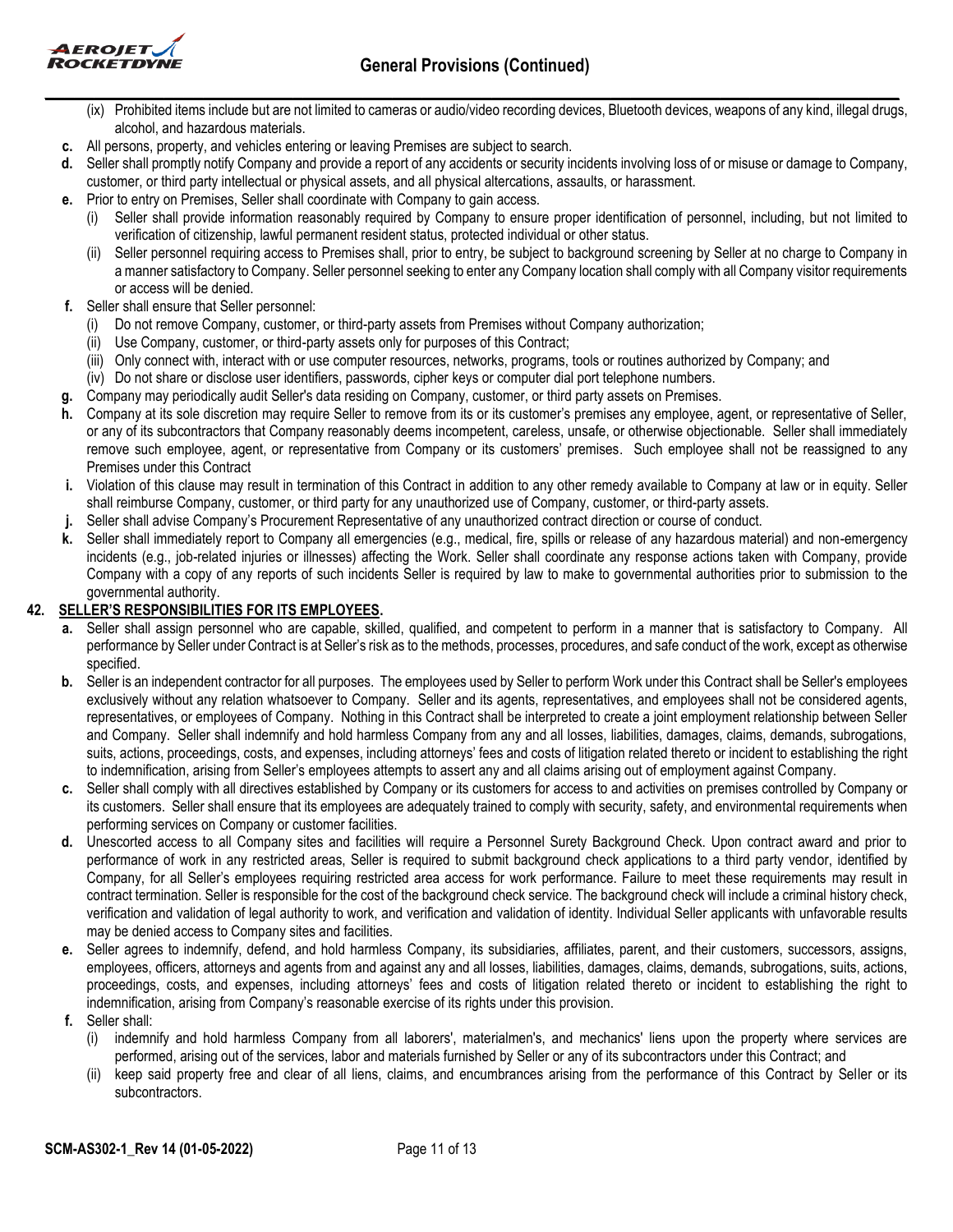(ix) Prohibited items include but are not limited to cameras or audio/video recording devices, Bluetooth devices, weapons of any kind, illegal drugs, alcohol, and hazardous materials.

**c.** All persons, property, and vehicles entering or leaving Premises are subject to search.

**d.** Seller shall promptly notify Company and provide a report of any accidents or security incidents involving loss of or misuse or damage to Company, customer, or third party intellectual or physical assets, and all physical altercations, assaults, or harassment.

**e.** Prior to entry on Premises, Seller shall coordinate with Company to gain access.

- (i) Seller shall provide information reasonably required by Company to ensure proper identification of personnel, including, but not limited to verification of citizenship, lawful permanent resident status, protected individual or other status.
- (ii) Seller personnel requiring access to Premises shall, prior to entry, be subject to background screening by Seller at no charge to Company in a manner satisfactory to Company. Seller personnel seeking to enter any Company location shall comply with all Company visitor requirements or access will be denied.

**f.** Seller shall ensure that Seller personnel:

- (i) Do not remove Company, customer, or third-party assets from Premises without Company authorization;
- (ii) Use Company, customer, or third-party assets only for purposes of this Contract;
- (iii) Only connect with, interact with or use computer resources, networks, programs, tools or routines authorized by Company; and
- (iv) Do not share or disclose user identifiers, passwords, cipher keys or computer dial port telephone numbers.

**g.** Company may periodically audit Seller's data residing on Company, customer, or third party assets on Premises.

**h.** Company at its sole discretion may require Seller to remove from its or its customer's premises any employee, agent, or representative of Seller, or any of its subcontractors that Company reasonably deems incompetent, careless, unsafe, or otherwise objectionable. Seller shall immediately remove such employee, agent, or representative from Company or its customers' premises. Such employee shall not be reassigned to any Premises under this Contract

**i.** Violation of this clause may result in termination of this Contract in addition to any other remedy available to Company at law or in equity. Seller shall reimburse Company, customer, or third party for any unauthorized use of Company, customer, or third-party assets.

**j.** Seller shall advise Company's Procurement Representative of any unauthorized contract direction or course of conduct.

**k.** Seller shall immediately report to Company all emergencies (e.g., medical, fire, spills or release of any hazardous material) and non-emergency incidents (e.g., job-related injuries or illnesses) affecting the Work. Seller shall coordinate any response actions taken with Company, provide Company with a copy of any reports of such incidents Seller is required by law to make to governmental authorities prior to submission to the governmental authority.

**42. SELLER'S RESPONSIBILITIES FOR ITS EMPLOYEES.**

**a.** Seller shall assign personnel who are capable, skilled, qualified, and competent to perform in a manner that is satisfactory to Company. All performance by Seller under Contract is at Seller's risk as to the methods, processes, procedures, and safe conduct of the work, except as otherwise specified.

**b.** Seller is an independent contractor for all purposes. The employees used by Seller to perform Work under this Contract shall be Seller's employees exclusively without any relation whatsoever to Company. Seller and its agents, representatives, and employees shall not be considered agents, representatives, or employees of Company. Nothing in this Contract shall be interpreted to create a joint employment relationship between Seller and Company. Seller shall indemnify and hold harmless Company from any and all losses, liabilities, damages, claims, demands, subrogations, suits, actions, proceedings, costs, and expenses, including attorneys' fees and costs of litigation related thereto or incident to establishing the right to indemnification, arising from Seller's employees attempts to assert any and all claims arising out of employment against Company.

**c.** Seller shall comply with all directives established by Company or its customers for access to and activities on premises controlled by Company or its customers. Seller shall ensure that its employees are adequately trained to comply with security, safety, and environmental requirements when performing services on Company or customer facilities.

**d.** Unescorted access to all Company sites and facilities will require a Personnel Surety Background Check. Upon contract award and prior to performance of work in any restricted areas, Seller is required to submit background check applications to a third party vendor, identified by Company, for all Seller's employees requiring restricted area access for work performance. Failure to meet these requirements may result in contract termination. Seller is responsible for the cost of the background check service. The background check will include a criminal history check, verification and validation of legal authority to work, and verification and validation of identity. Individual Seller applicants with unfavorable results may be denied access to Company sites and facilities.

**e.** Seller agrees to indemnify, defend, and hold harmless Company, its subsidiaries, affiliates, parent, and their customers, successors, assigns, employees, officers, attorneys and agents from and against any and all losses, liabilities, damages, claims, demands, subrogations, suits, actions, proceedings, costs, and expenses, including attorneys' fees and costs of litigation related thereto or incident to establishing the right to indemnification, arising from Company's reasonable exercise of its rights under this provision.

**f.** Seller shall:

- (i) indemnify and hold harmless Company from all laborers', materialmen's, and mechanics' liens upon the property where services are performed, arising out of the services, labor and materials furnished by Seller or any of its subcontractors under this Contract; and
- (ii) keep said property free and clear of all liens, claims, and encumbrances arising from the performance of this Contract by Seller or its subcontractors.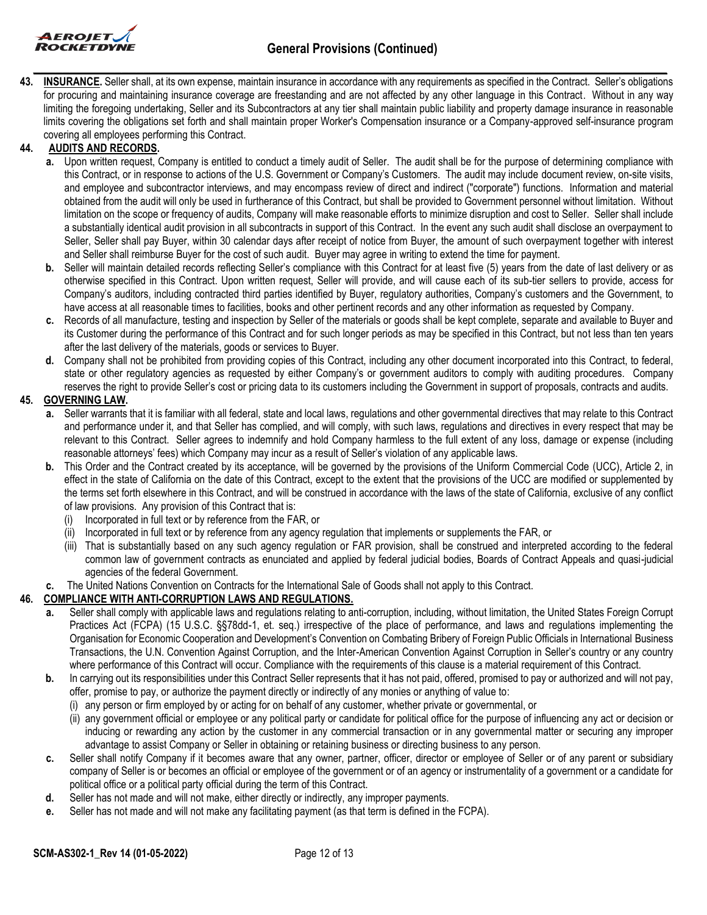**43. INSURANCE.** Seller shall, at its own expense, maintain insurance in accordance with any requirements as specified in the Contract. Seller's obligations for procuring and maintaining insurance coverage are freestanding and are not affected by any other language in this Contract. Without in any way limiting the foregoing undertaking, Seller and its Subcontractors at any tier shall maintain public liability and property damage insurance in reasonable limits covering the obligations set forth and shall maintain proper Worker's Compensation insurance or a Company-approved self-insurance program covering all employees performing this Contract.

**44. AUDITS AND RECORDS.**

- **a.** Upon written request, Company is entitled to conduct a timely audit of Seller. The audit shall be for the purpose of determining compliance with this Contract, or in response to actions of the U.S. Government or Company's Customers. The audit may include document review, on-site visits, and employee and subcontractor interviews, and may encompass review of direct and indirect ("corporate") functions. Information and material obtained from the audit will only be used in furtherance of this Contract, but shall be provided to Government personnel without limitation. Without limitation on the scope or frequency of audits, Company will make reasonable efforts to minimize disruption and cost to Seller. Seller shall include a substantially identical audit provision in all subcontracts in support of this Contract. In the event any such audit shall disclose an overpayment to Seller, Seller shall pay Buyer, within 30 calendar days after receipt of notice from Buyer, the amount of such overpayment together with interest and Seller shall reimburse Buyer for the cost of such audit. Buyer may agree in writing to extend the time for payment.
- **b.** Seller will maintain detailed records reflecting Seller's compliance with this Contract for at least five (5) years from the date of last delivery or as otherwise specified in this Contract. Upon written request, Seller will provide, and will cause each of its sub-tier sellers to provide, access for Company's auditors, including contracted third parties identified by Buyer, regulatory authorities, Company's customers and the Government, to have access at all reasonable times to facilities, books and other pertinent records and any other information as requested by Company.
- **c.** Records of all manufacture, testing and inspection by Seller of the materials or goods shall be kept complete, separate and available to Buyer and its Customer during the performance of this Contract and for such longer periods as may be specified in this Contract, but not less than ten years after the last delivery of the materials, goods or services to Buyer.
- **d.** Company shall not be prohibited from providing copies of this Contract, including any other document incorporated into this Contract, to federal, state or other regulatory agencies as requested by either Company's or government auditors to comply with auditing procedures. Company reserves the right to provide Seller's cost or pricing data to its customers including the Government in support of proposals, contracts and audits.

**45. GOVERNING LAW.**

- **a.** Seller warrants that it is familiar with all federal, state and local laws, regulations and other governmental directives that may relate to this Contract and performance under it, and that Seller has complied, and will comply, with such laws, regulations and directives in every respect that may be relevant to this Contract. Seller agrees to indemnify and hold Company harmless to the full extent of any loss, damage or expense (including reasonable attorneys' fees) which Company may incur as a result of Seller's violation of any applicable laws.
- **b.** This Order and the Contract created by its acceptance, will be governed by the provisions of the Uniform Commercial Code (UCC), Article 2, in effect in the state of California on the date of this Contract, except to the extent that the provisions of the UCC are modified or supplemented by the terms set forth elsewhere in this Contract, and will be construed in accordance with the laws of the state of California, exclusive of any conflict of law provisions. Any provision of this Contract that is:
  - (i) Incorporated in full text or by reference from the FAR, or
  - (ii) Incorporated in full text or by reference from any agency regulation that implements or supplements the FAR, or
  - (iii) That is substantially based on any such agency regulation or FAR provision, shall be construed and interpreted according to the federal common law of government contracts as enunciated and applied by federal judicial bodies, Boards of Contract Appeals and quasi-judicial agencies of the federal Government.
- **c.** The United Nations Convention on Contracts for the International Sale of Goods shall not apply to this Contract.

**46. COMPLIANCE WITH ANTI-CORRUPTION LAWS AND REGULATIONS.**

- **a.** Seller shall comply with applicable laws and regulations relating to anti-corruption, including, without limitation, the United States Foreign Corrupt Practices Act (FCPA) (15 U.S.C. §§78dd-1, et. seq.) irrespective of the place of performance, and laws and regulations implementing the Organisation for Economic Cooperation and Development's Convention on Combating Bribery of Foreign Public Officials in International Business Transactions, the U.N. Convention Against Corruption, and the Inter-American Convention Against Corruption in Seller's country or any country where performance of this Contract will occur. Compliance with the requirements of this clause is a material requirement of this Contract.
- **b.** In carrying out its responsibilities under this Contract Seller represents that it has not paid, offered, promised to pay or authorized and will not pay, offer, promise to pay, or authorize the payment directly or indirectly of any monies or anything of value to:
  - (i) any person or firm employed by or acting for on behalf of any customer, whether private or governmental, or
  - (ii) any government official or employee or any political party or candidate for political office for the purpose of influencing any act or decision or inducing or rewarding any action by the customer in any commercial transaction or in any governmental matter or securing any improper advantage to assist Company or Seller in obtaining or retaining business or directing business to any person.
- **c.** Seller shall notify Company if it becomes aware that any owner, partner, officer, director or employee of Seller or of any parent or subsidiary company of Seller is or becomes an official or employee of the government or of an agency or instrumentality of a government or a candidate for political office or a political party official during the term of this Contract.
- **d.** Seller has not made and will not make, either directly or indirectly, any improper payments.
- **e.** Seller has not made and will not make any facilitating payment (as that term is defined in the FCPA).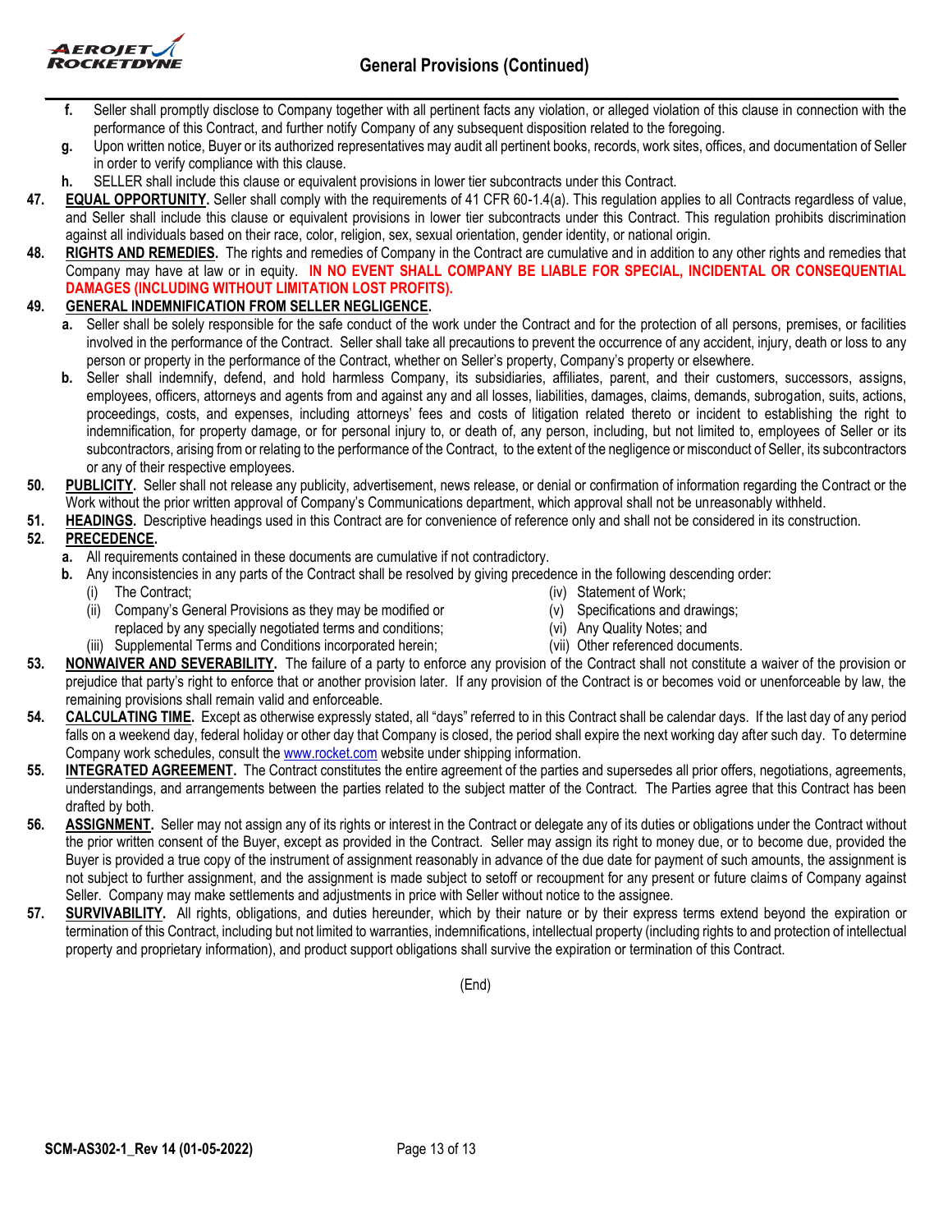f. Seller shall promptly disclose to Company together with all pertinent facts any violation, or alleged violation of this clause in connection with the performance of this Contract, and further notify Company of any subsequent disposition related to the foregoing.

g. Upon written notice, Buyer or its authorized representatives may audit all pertinent books, records, work sites, offices, and documentation of Seller in order to verify compliance with this clause.

h. SELLER shall include this clause or equivalent provisions in lower tier subcontracts under this Contract.

**47. EQUAL OPPORTUNITY.** Seller shall comply with the requirements of 41 CFR 60-1.4(a). This regulation applies to all Contracts regardless of value, and Seller shall include this clause or equivalent provisions in lower tier subcontracts under this Contract. This regulation prohibits discrimination against all individuals based on their race, color, religion, sex, sexual orientation, gender identity, or national origin.

**48. RIGHTS AND REMEDIES.** The rights and remedies of Company in the Contract are cumulative and in addition to any other rights and remedies that Company may have at law or in equity. **IN NO EVENT SHALL COMPANY BE LIABLE FOR SPECIAL, INCIDENTAL OR CONSEQUENTIAL DAMAGES (INCLUDING WITHOUT LIMITATION LOST PROFITS).**

**49. GENERAL INDEMNIFICATION FROM SELLER NEGLIGENCE.**

a. Seller shall be solely responsible for the safe conduct of the work under the Contract and for the protection of all persons, premises, or facilities involved in the performance of the Contract. Seller shall take all precautions to prevent the occurrence of any accident, injury, death or loss to any person or property in the performance of the Contract, whether on Seller's property, Company's property or elsewhere.

b. Seller shall indemnify, defend, and hold harmless Company, its subsidiaries, affiliates, parent, and their customers, successors, assigns, employees, officers, attorneys and agents from and against any and all losses, liabilities, damages, claims, demands, subrogation, suits, actions, proceedings, costs, and expenses, including attorneys' fees and costs of litigation related thereto or incident to establishing the right to indemnification, for property damage, or for personal injury to, or death of, any person, including, but not limited to, employees of Seller or its subcontractors, arising from or relating to the performance of the Contract, to the extent of the negligence or misconduct of Seller, its subcontractors or any of their respective employees.

**50. PUBLICITY.** Seller shall not release any publicity, advertisement, news release, or denial or confirmation of information regarding the Contract or the Work without the prior written approval of Company's Communications department, which approval shall not be unreasonably withheld.

**51. HEADINGS.** Descriptive headings used in this Contract are for convenience of reference only and shall not be considered in its construction.

**52. PRECEDENCE.**

a. All requirements contained in these documents are cumulative if not contradictory.

b. Any inconsistencies in any parts of the Contract shall be resolved by giving precedence in the following descending order:

(i) The Contract;
(ii) Company's General Provisions as they may be modified or replaced by any specially negotiated terms and conditions;
(iii) Supplemental Terms and Conditions incorporated herein;
(iv) Statement of Work;
(v) Specifications and drawings;
(vi) Any Quality Notes; and
(vii) Other referenced documents.

**53. NONWAIVER AND SEVERABILITY.** The failure of a party to enforce any provision of the Contract shall not constitute a waiver of the provision or prejudice that party's right to enforce that or another provision later. If any provision of the Contract is or becomes void or unenforceable by law, the remaining provisions shall remain valid and enforceable.

**54. CALCULATING TIME.** Except as otherwise expressly stated, all "days" referred to in this Contract shall be calendar days. If the last day of any period falls on a weekend day, federal holiday or other day that Company is closed, the period shall expire the next working day after such day. To determine Company work schedules, consult the [www.rocket.com](http://www.rocket.com) website under shipping information.

**55. INTEGRATED AGREEMENT.** The Contract constitutes the entire agreement of the parties and supersedes all prior offers, negotiations, agreements, understandings, and arrangements between the parties related to the subject matter of the Contract. The Parties agree that this Contract has been drafted by both.

**56. ASSIGNMENT.** Seller may not assign any of its rights or interest in the Contract or delegate any of its duties or obligations under the Contract without the prior written consent of the Buyer, except as provided in the Contract. Seller may assign its right to money due, or to become due, provided the Buyer is provided a true copy of the instrument of assignment reasonably in advance of the due date for payment of such amounts, the assignment is not subject to further assignment, and the assignment is made subject to setoff or recoupment for any present or future claims of Company against Seller. Company may make settlements and adjustments in price with Seller without notice to the assignee.

**57. SURVIVABILITY.** All rights, obligations, and duties hereunder, which by their nature or by their express terms extend beyond the expiration or termination of this Contract, including but not limited to warranties, indemnifications, intellectual property (including rights to and protection of intellectual property and proprietary information), and product support obligations shall survive the expiration or termination of this Contract.

(End)

SCM-AS302-1_Rev 14 (01-05-2022)